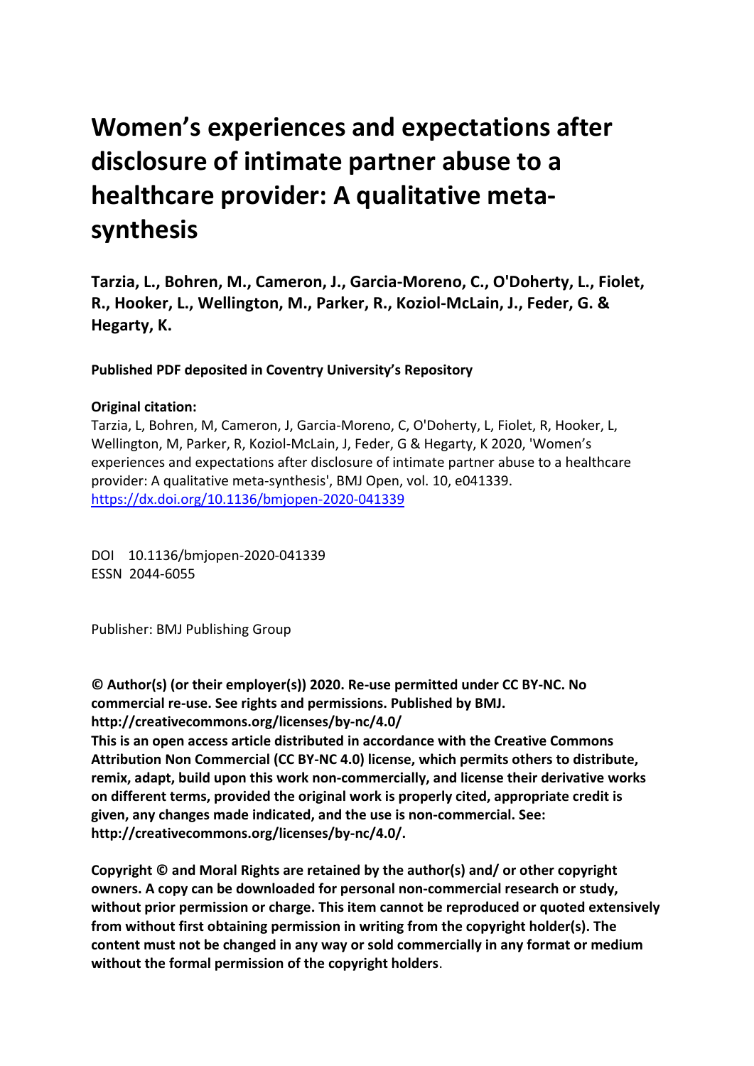# Women's experiences and expectations after disclosure of intimate partner abuse to a healthcare provider: A qualitative meta-synthesis

**Tarzia, L., Bohren, M., Cameron, J., Garcia-Moreno, C., O'Doherty, L., Fiolet, R., Hooker, L., Wellington, M., Parker, R., Koziol-McLain, J., Feder, G. & Hegarty, K.**

**Published PDF deposited in Coventry University's Repository**

**Original citation:**

Tarzia, L, Bohren, M, Cameron, J, Garcia-Moreno, C, O'Doherty, L, Fiolet, R, Hooker, L, Wellington, M, Parker, R, Koziol-McLain, J, Feder, G & Hegarty, K 2020, 'Women's experiences and expectations after disclosure of intimate partner abuse to a healthcare provider: A qualitative meta-synthesis', BMJ Open, vol. 10, e041339.
https://dx.doi.org/10.1136/bmjopen-2020-041339

DOI 10.1136/bmjopen-2020-041339
ESSN 2044-6055

Publisher: BMJ Publishing Group

**© Author(s) (or their employer(s)) 2020. Re-use permitted under CC BY-NC. No commercial re-use. See rights and permissions. Published by BMJ. http://creativecommons.org/licenses/by-nc/4.0/**

**This is an open access article distributed in accordance with the Creative Commons Attribution Non Commercial (CC BY-NC 4.0) license, which permits others to distribute, remix, adapt, build upon this work non-commercially, and license their derivative works on different terms, provided the original work is properly cited, appropriate credit is given, any changes made indicated, and the use is non-commercial. See: http://creativecommons.org/licenses/by-nc/4.0/.**

**Copyright © and Moral Rights are retained by the author(s) and/ or other copyright owners. A copy can be downloaded for personal non-commercial research or study, without prior permission or charge. This item cannot be reproduced or quoted extensively from without first obtaining permission in writing from the copyright holder(s). The content must not be changed in any way or sold commercially in any format or medium without the formal permission of the copyright holders**.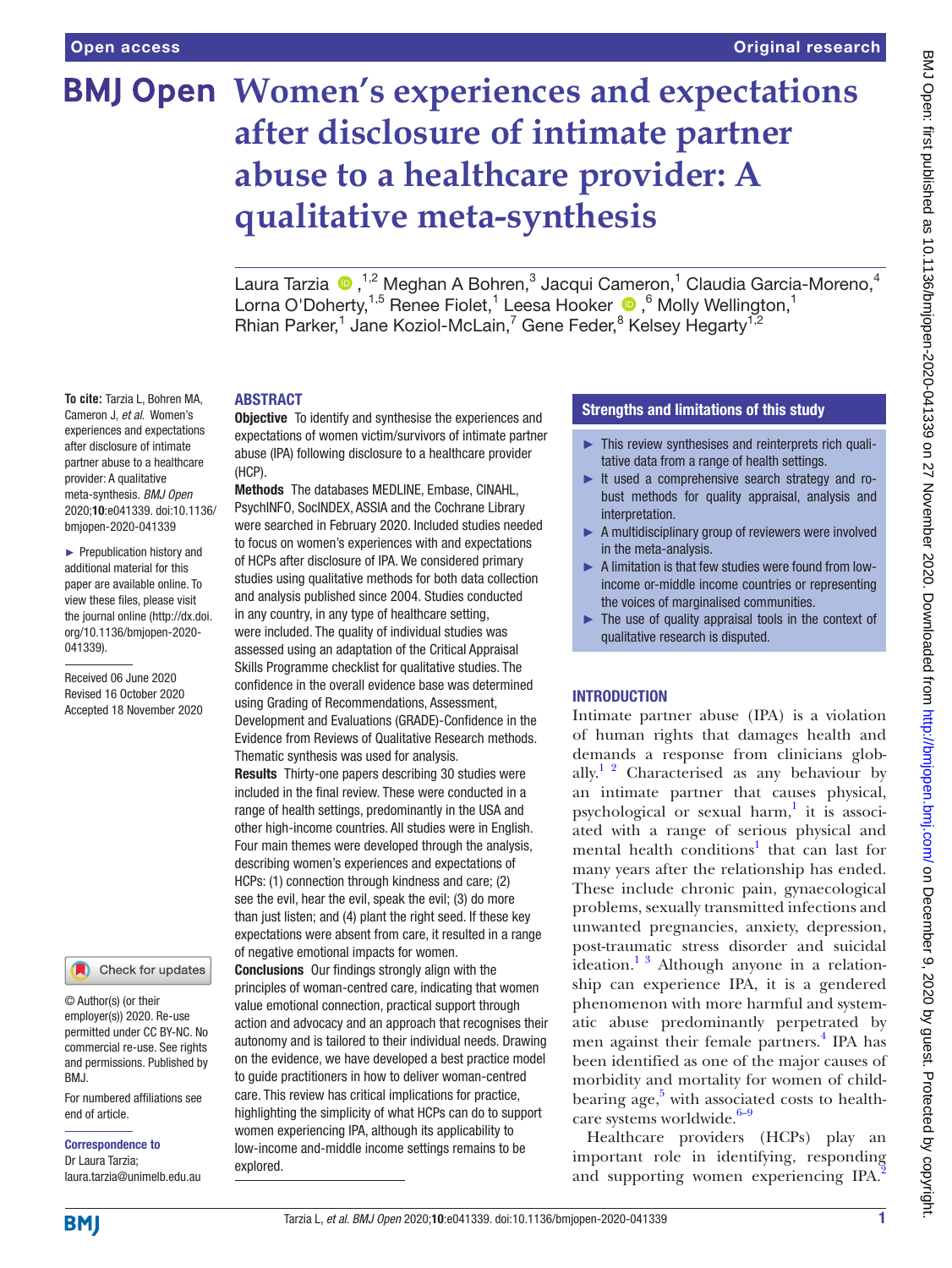# Women's experiences and expectations after disclosure of intimate partner abuse to a healthcare provider: A qualitative meta-synthesis

Laura Tarzia [1,2], Meghan A Bohren,[3] Jacqui Cameron,[1] Claudia Garcia-Moreno,[4] Lorna O'Doherty,[1,5] Renee Fiolet,[1] Leesa Hooker [6], Molly Wellington,[1] Rhian Parker,[1] Jane Koziol-McLain,[7] Gene Feder,[8] Kelsey Hegarty[1,2]

**To cite:** Tarzia L, Bohren MA, Cameron J, *et al*. Women's experiences and expectations after disclosure of intimate partner abuse to a healthcare provider: A qualitative meta-synthesis. *BMJ Open* 2020;**10**:e041339. doi:10.1136/bmjopen-2020-041339

► Prepublication history and additional material for this paper are available online. To view these files, please visit the journal online (http://dx.doi.org/10.1136/bmjopen-2020-041339).

Received 06 June 2020
Revised 16 October 2020
Accepted 18 November 2020

© Author(s) (or their employer(s)) 2020. Re-use permitted under CC BY-NC. No commercial re-use. See rights and permissions. Published by BMJ.

For numbered affiliations see end of article.

**Correspondence to**
Dr Laura Tarzia;
laura.tarzia@unimelb.edu.au

## ABSTRACT

**Objective** To identify and synthesise the experiences and expectations of women victim/survivors of intimate partner abuse (IPA) following disclosure to a healthcare provider (HCP).

**Methods** The databases MEDLINE, Embase, CINAHL, PsychINFO, SocINDEX, ASSIA and the Cochrane Library were searched in February 2020. Included studies needed to focus on women's experiences with and expectations of HCPs after disclosure of IPA. We considered primary studies using qualitative methods for both data collection and analysis published since 2004. Studies conducted in any country, in any type of healthcare setting, were included. The quality of individual studies was assessed using an adaptation of the Critical Appraisal Skills Programme checklist for qualitative studies. The confidence in the overall evidence base was determined using Grading of Recommendations, Assessment, Development and Evaluations (GRADE)-Confidence in the Evidence from Reviews of Qualitative Research methods. Thematic synthesis was used for analysis.

**Results** Thirty-one papers describing 30 studies were included in the final review. These were conducted in a range of health settings, predominantly in the USA and other high-income countries. All studies were in English. Four main themes were developed through the analysis, describing women's experiences and expectations of HCPs: (1) connection through kindness and care; (2) see the evil, hear the evil, speak the evil; (3) do more than just listen; and (4) plant the right seed. If these key expectations were absent from care, it resulted in a range of negative emotional impacts for women.

**Conclusions** Our findings strongly align with the principles of woman-centred care, indicating that women value emotional connection, practical support through action and advocacy and an approach that recognises their autonomy and is tailored to their individual needs. Drawing on the evidence, we have developed a best practice model to guide practitioners in how to deliver woman-centred care. This review has critical implications for practice, highlighting the simplicity of what HCPs can do to support women experiencing IPA, although its applicability to low-income and-middle income settings remains to be explored.

## Strengths and limitations of this study

- This review synthesises and reinterprets rich qualitative data from a range of health settings.
- It used a comprehensive search strategy and robust methods for quality appraisal, analysis and interpretation.
- A multidisciplinary group of reviewers were involved in the meta-analysis.
- A limitation is that few studies were found from low-income or-middle income countries or representing the voices of marginalised communities.
- The use of quality appraisal tools in the context of qualitative research is disputed.

## INTRODUCTION

Intimate partner abuse (IPA) is a violation of human rights that damages health and demands a response from clinicians globally.[1,2] Characterised as any behaviour by an intimate partner that causes physical, psychological or sexual harm,[1] it is associated with a range of serious physical and mental health conditions[1] that can last for many years after the relationship has ended. These include chronic pain, gynaecological problems, sexually transmitted infections and unwanted pregnancies, anxiety, depression, post-traumatic stress disorder and suicidal ideation.[1,3] Although anyone in a relationship can experience IPA, it is a gendered phenomenon with more harmful and systematic abuse predominantly perpetrated by men against their female partners.[4] IPA has been identified as one of the major causes of morbidity and mortality for women of childbearing age,[5] with associated costs to healthcare systems worldwide.[6–9]

Healthcare providers (HCPs) play an important role in identifying, responding and supporting women experiencing IPA.[2]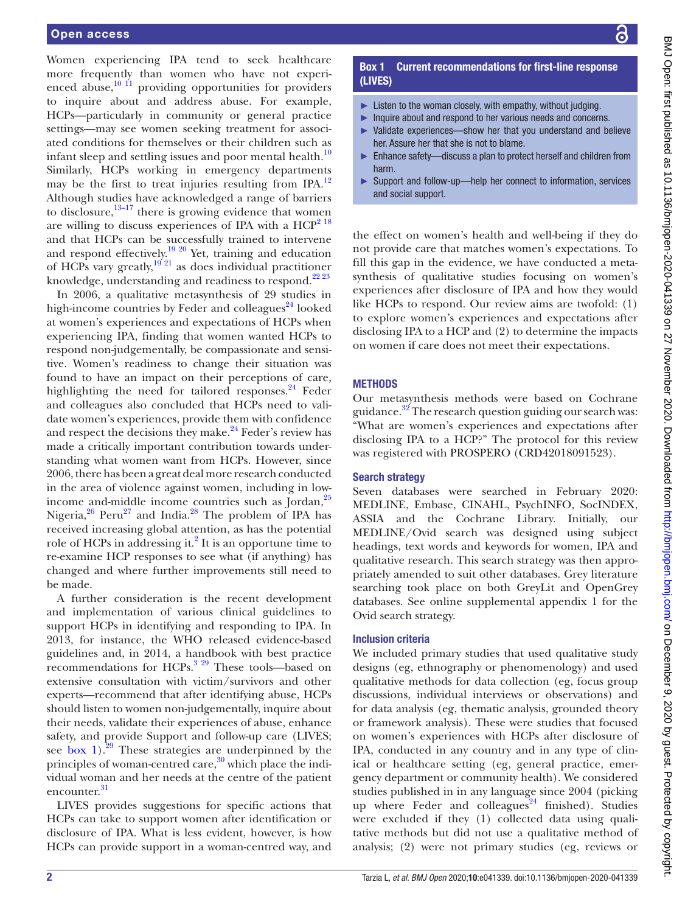Women experiencing IPA tend to seek healthcare more frequently than women who have not experienced abuse,[10 11] providing opportunities for providers to inquire about and address abuse. For example, HCPs—particularly in community or general practice settings—may see women seeking treatment for associated conditions for themselves or their children such as infant sleep and settling issues and poor mental health.[10] Similarly, HCPs working in emergency departments may be the first to treat injuries resulting from IPA.[12] Although studies have acknowledged a range of barriers to disclosure,[13–17] there is growing evidence that women are willing to discuss experiences of IPA with a HCP[2 18] and that HCPs can be successfully trained to intervene and respond effectively.[19 20] Yet, training and education of HCPs vary greatly,[19 21] as does individual practitioner knowledge, understanding and readiness to respond.[22 23]

In 2006, a qualitative metasynthesis of 29 studies in high-income countries by Feder and colleagues[24] looked at women's experiences and expectations of HCPs when experiencing IPA, finding that women wanted HCPs to respond non-judgementally, be compassionate and sensitive. Women's readiness to change their situation was found to have an impact on their perceptions of care, highlighting the need for tailored responses.[24] Feder and colleagues also concluded that HCPs need to validate women's experiences, provide them with confidence and respect the decisions they make.[24] Feder's review has made a critically important contribution towards understanding what women want from HCPs. However, since 2006, there has been a great deal more research conducted in the area of violence against women, including in low-income and-middle income countries such as Jordan,[25] Nigeria,[26] Peru[27] and India.[28] The problem of IPA has received increasing global attention, as has the potential role of HCPs in addressing it.[2] It is an opportune time to re-examine HCP responses to see what (if anything) has changed and where further improvements still need to be made.

A further consideration is the recent development and implementation of various clinical guidelines to support HCPs in identifying and responding to IPA. In 2013, for instance, the WHO released evidence-based guidelines and, in 2014, a handbook with best practice recommendations for HCPs.[3 29] These tools—based on extensive consultation with victim/survivors and other experts—recommend that after identifying abuse, HCPs should listen to women non-judgementally, inquire about their needs, validate their experiences of abuse, enhance safety, and provide Support and follow-up care (LIVES; see box 1).[29] These strategies are underpinned by the principles of woman-centred care,[30] which place the individual woman and her needs at the centre of the patient encounter.[31]

LIVES provides suggestions for specific actions that HCPs can take to support women after identification or disclosure of IPA. What is less evident, however, is how HCPs can provide support in a woman-centred way, and the effect on women's health and well-being if they do not provide care that matches women's expectations. To fill this gap in the evidence, we have conducted a metasynthesis of qualitative studies focusing on women's experiences after disclosure of IPA and how they would like HCPs to respond. Our review aims are twofold: (1) to explore women's experiences and expectations after disclosing IPA to a HCP and (2) to determine the impacts on women if care does not meet their expectations.

**Box 1 Current recommendations for first-line response (LIVES)**

- Listen to the woman closely, with empathy, without judging.
- Inquire about and respond to her various needs and concerns.
- Validate experiences—show her that you understand and believe her. Assure her that she is not to blame.
- Enhance safety—discuss a plan to protect herself and children from harm.
- Support and follow-up—help her connect to information, services and social support.

## METHODS

Our metasynthesis methods were based on Cochrane guidance.[32] The research question guiding our search was: "What are women's experiences and expectations after disclosing IPA to a HCP?" The protocol for this review was registered with PROSPERO (CRD42018091523).

### Search strategy

Seven databases were searched in February 2020: MEDLINE, Embase, CINAHL, PsychINFO, SocINDEX, ASSIA and the Cochrane Library. Initially, our MEDLINE/Ovid search was designed using subject headings, text words and keywords for women, IPA and qualitative research. This search strategy was then appropriately amended to suit other databases. Grey literature searching took place on both GreyLit and OpenGrey databases. See online supplemental appendix 1 for the Ovid search strategy.

### Inclusion criteria

We included primary studies that used qualitative study designs (eg, ethnography or phenomenology) and used qualitative methods for data collection (eg, focus group discussions, individual interviews or observations) and for data analysis (eg, thematic analysis, grounded theory or framework analysis). These were studies that focused on women's experiences with HCPs after disclosure of IPA, conducted in any country and in any type of clinical or healthcare setting (eg, general practice, emergency department or community health). We considered studies published in in any language since 2004 (picking up where Feder and colleagues[24] finished). Studies were excluded if they (1) collected data using qualitative methods but did not use a qualitative method of analysis; (2) were not primary studies (eg, reviews or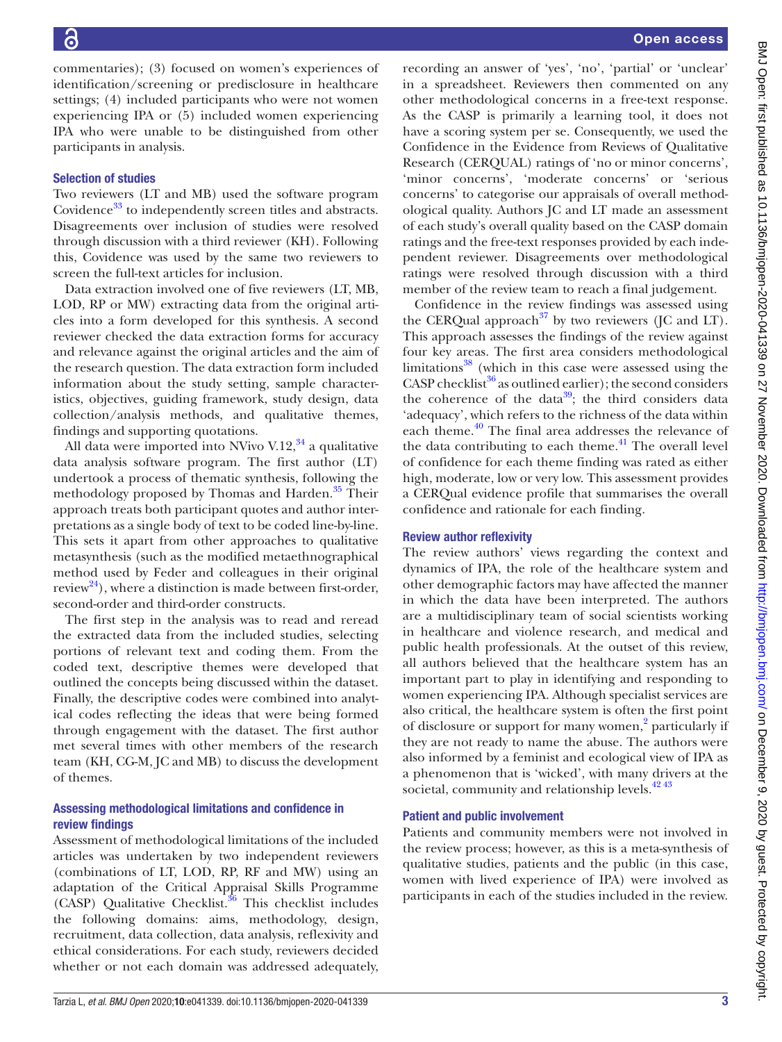commentaries); (3) focused on women's experiences of identification/screening or predisclosure in healthcare settings; (4) included participants who were not women experiencing IPA or (5) included women experiencing IPA who were unable to be distinguished from other participants in analysis.

### Selection of studies

Two reviewers (LT and MB) used the software program Covidence[33] to independently screen titles and abstracts. Disagreements over inclusion of studies were resolved through discussion with a third reviewer (KH). Following this, Covidence was used by the same two reviewers to screen the full-text articles for inclusion.

Data extraction involved one of five reviewers (LT, MB, LOD, RP or MW) extracting data from the original articles into a form developed for this synthesis. A second reviewer checked the data extraction forms for accuracy and relevance against the original articles and the aim of the research question. The data extraction form included information about the study setting, sample characteristics, objectives, guiding framework, study design, data collection/analysis methods, and qualitative themes, findings and supporting quotations.

All data were imported into NVivo V.12,[34] a qualitative data analysis software program. The first author (LT) undertook a process of thematic synthesis, following the methodology proposed by Thomas and Harden.[35] Their approach treats both participant quotes and author interpretations as a single body of text to be coded line-by-line. This sets it apart from other approaches to qualitative metasynthesis (such as the modified metaethnographical method used by Feder and colleagues in their original review[24]), where a distinction is made between first-order, second-order and third-order constructs.

The first step in the analysis was to read and reread the extracted data from the included studies, selecting portions of relevant text and coding them. From the coded text, descriptive themes were developed that outlined the concepts being discussed within the dataset. Finally, the descriptive codes were combined into analytical codes reflecting the ideas that were being formed through engagement with the dataset. The first author met several times with other members of the research team (KH, CG-M, JC and MB) to discuss the development of themes.

### Assessing methodological limitations and confidence in review findings

Assessment of methodological limitations of the included articles was undertaken by two independent reviewers (combinations of LT, LOD, RP, RF and MW) using an adaptation of the Critical Appraisal Skills Programme (CASP) Qualitative Checklist.[36] This checklist includes the following domains: aims, methodology, design, recruitment, data collection, data analysis, reflexivity and ethical considerations. For each study, reviewers decided whether or not each domain was addressed adequately, recording an answer of 'yes', 'no', 'partial' or 'unclear' in a spreadsheet. Reviewers then commented on any other methodological concerns in a free-text response. As the CASP is primarily a learning tool, it does not have a scoring system per se. Consequently, we used the Confidence in the Evidence from Reviews of Qualitative Research (CERQUAL) ratings of 'no or minor concerns', 'minor concerns', 'moderate concerns' or 'serious concerns' to categorise our appraisals of overall methodological quality. Authors JC and LT made an assessment of each study's overall quality based on the CASP domain ratings and the free-text responses provided by each independent reviewer. Disagreements over methodological ratings were resolved through discussion with a third member of the review team to reach a final judgement.

Confidence in the review findings was assessed using the CERQual approach[37] by two reviewers (JC and LT). This approach assesses the findings of the review against four key areas. The first area considers methodological limitations[38] (which in this case were assessed using the CASP checklist[36] as outlined earlier); the second considers the coherence of the data[39]; the third considers data 'adequacy', which refers to the richness of the data within each theme.[40] The final area addresses the relevance of the data contributing to each theme.[41] The overall level of confidence for each theme finding was rated as either high, moderate, low or very low. This assessment provides a CERQual evidence profile that summarises the overall confidence and rationale for each finding.

### Review author reflexivity

The review authors' views regarding the context and dynamics of IPA, the role of the healthcare system and other demographic factors may have affected the manner in which the data have been interpreted. The authors are a multidisciplinary team of social scientists working in healthcare and violence research, and medical and public health professionals. At the outset of this review, all authors believed that the healthcare system has an important part to play in identifying and responding to women experiencing IPA. Although specialist services are also critical, the healthcare system is often the first point of disclosure or support for many women,[2] particularly if they are not ready to name the abuse. The authors were also informed by a feminist and ecological view of IPA as a phenomenon that is 'wicked', with many drivers at the societal, community and relationship levels.[42 43]

### Patient and public involvement

Patients and community members were not involved in the review process; however, as this is a meta-synthesis of qualitative studies, patients and the public (in this case, women with lived experience of IPA) were involved as participants in each of the studies included in the review.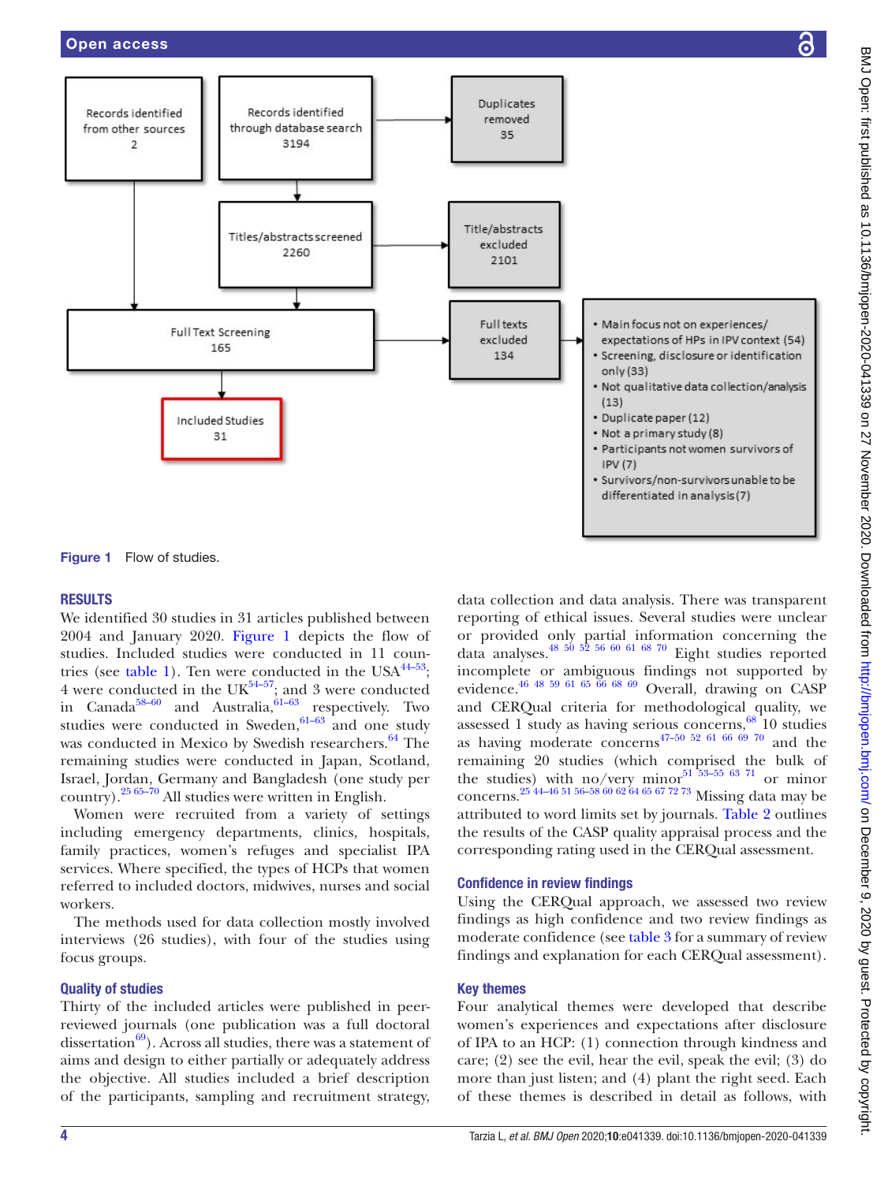Records identified from other sources 2

Records identified through database search 3194

Duplicates removed 35

Titles/abstracts screened 2260

Title/abstracts excluded 2101

Full Text Screening 165

Full texts excluded 134

- Main focus not on experiences/ expectations of HPs in IPV context (54)
- Screening, disclosure or identification only (33)
- Not qualitative data collection/analysis (13)
- Duplicate paper (12)
- Not a primary study (8)
- Participants not women survivors of IPV (7)
- Survivors/non-survivors unable to be differentiated in analysis (7)

Included Studies 31

**Figure 1** Flow of studies.

## RESULTS

We identified 30 studies in 31 articles published between 2004 and January 2020. Figure 1 depicts the flow of studies. Included studies were conducted in 11 countries (see table 1). Ten were conducted in the USA[44–53]; 4 were conducted in the UK[54–57]; and 3 were conducted in Canada[58–60] and Australia,[61–63] respectively. Two studies were conducted in Sweden,[61–63] and one study was conducted in Mexico by Swedish researchers.[64] The remaining studies were conducted in Japan, Scotland, Israel, Jordan, Germany and Bangladesh (one study per country).[25 65–70] All studies were written in English.

Women were recruited from a variety of settings including emergency departments, clinics, hospitals, family practices, women's refuges and specialist IPA services. Where specified, the types of HCPs that women referred to included doctors, midwives, nurses and social workers.

The methods used for data collection mostly involved interviews (26 studies), with four of the studies using focus groups.

### Quality of studies

Thirty of the included articles were published in peer-reviewed journals (one publication was a full doctoral dissertation[69]). Across all studies, there was a statement of aims and design to either partially or adequately address the objective. All studies included a brief description of the participants, sampling and recruitment strategy, data collection and data analysis. There was transparent reporting of ethical issues. Several studies were unclear or provided only partial information concerning the data analyses.[48 50 52 56 60 61 68 70] Eight studies reported incomplete or ambiguous findings not supported by evidence.[46 48 59 61 65 66 68 69] Overall, drawing on CASP and CERQual criteria for methodological quality, we assessed 1 study as having serious concerns,[68] 10 studies as having moderate concerns[47–50 52 61 66 69 70] and the remaining 20 studies (which comprised the bulk of the studies) with no/very minor[51 53–55 63 71] or minor concerns.[25 44–46 51 56–58 60 62 64 65 67 72 73] Missing data may be attributed to word limits set by journals. Table 2 outlines the results of the CASP quality appraisal process and the corresponding rating used in the CERQual assessment.

### Confidence in review findings

Using the CERQual approach, we assessed two review findings as high confidence and two review findings as moderate confidence (see table 3 for a summary of review findings and explanation for each CERQual assessment).

### Key themes

Four analytical themes were developed that describe women's experiences and expectations after disclosure of IPA to an HCP: (1) connection through kindness and care; (2) see the evil, hear the evil, speak the evil; (3) do more than just listen; and (4) plant the right seed. Each of these themes is described in detail as follows, with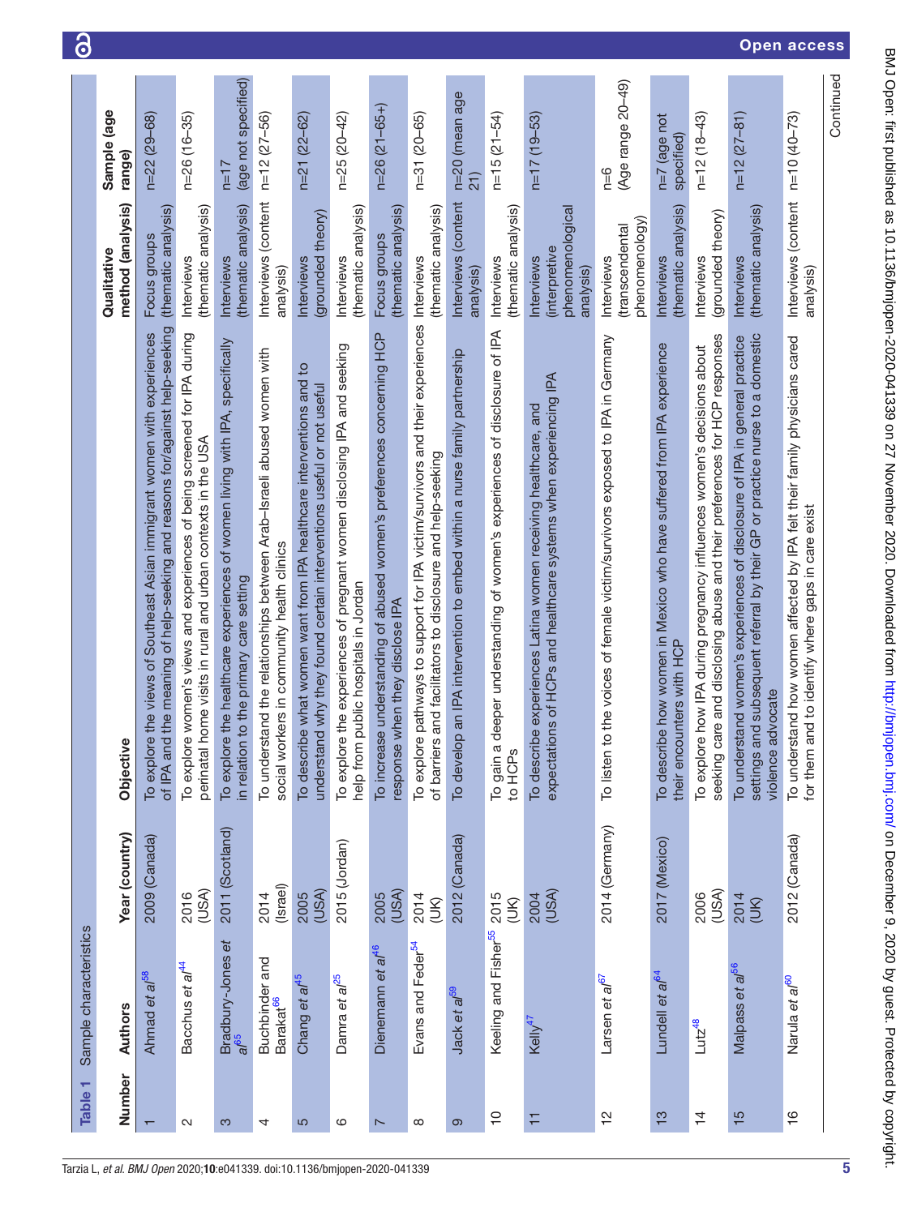**Table 1** Sample characteristics

| Number | Authors | Year (country) | Objective | Qualitative method (analysis) | Sample (age range) |
|---|---|---|---|---|---|
| 1 | Ahmad *et al*[58] | 2009 (Canada) | To explore the views of Southeast Asian immigrant women with experiences of IPA and the meaning of help-seeking and reasons for/against help-seeking | Focus groups (thematic analysis) | n=22 (29–68) |
| 2 | Bacchus *et al*[44] | 2016 (USA) | To explore women's views and experiences of being screened for IPA during perinatal home visits in rural and urban contexts in the USA | Interviews (thematic analysis) | n=26 (16–35) |
| 3 | Bradbury-Jones *et al*[65] | 2011 (Scotland) | To explore the healthcare experiences of women living with IPA, specifically in relation to the primary care setting | Interviews (thematic analysis) | n=17 (age not specified) |
| 4 | Buchbinder and Barakat[66] | 2014 (Israel) | To understand the relationships between Arab–Israeli abused women with social workers in community health clinics | Interviews (content analysis) | n=12 (27–56) |
| 5 | Chang *et al*[45] | 2005 (USA) | To describe what women want from IPA healthcare interventions and to understand why they found certain interventions useful or not useful | Interviews (grounded theory) | n=21 (22–62) |
| 6 | Damra *et al*[25] | 2015 (Jordan) | To explore the experiences of pregnant women disclosing IPA and seeking help from public hospitals in Jordan | Interviews (thematic analysis) | n=25 (20–42) |
| 7 | Dienemann *et al*[46] | 2005 (USA) | To increase understanding of abused women's preferences concerning HCP response when they disclose IPA | Focus groups (thematic analysis) | n=26 (21–65+) |
| 8 | Evans and Feder[54] | 2014 (UK) | To explore pathways to support for IPA victim/survivors and their experiences of barriers and facilitators to disclosure and help-seeking | Interviews (thematic analysis) | n=31 (20–65) |
| 9 | Jack *et al*[59] | 2012 (Canada) | To develop an IPA intervention to embed within a nurse family partnership | Interviews (content analysis) | n=20 (mean age 21) |
| 10 | Keeling and Fisher[55] | 2015 (UK) | To gain a deeper understanding of women's experiences of disclosure of IPA to HCPs | Interviews (thematic analysis) | n=15 (21–54) |
| 11 | Kelly[47] | 2004 (USA) | To describe experiences Latina women receiving healthcare, and expectations of HCPs and healthcare systems when experiencing IPA | Interviews (interpretive phenomenological analysis) | n=17 (19–53) |
| 12 | Larsen *et al*[67] | 2014 (Germany) | To listen to the voices of female victim/survivors exposed to IPA in Germany | Interviews (transcendental phenomenology) | n=6 (Age range 20–49) |
| 13 | Lundell *et al*[64] | 2017 (Mexico) | To describe how women in Mexico who have suffered from IPA experience their encounters with HCP | Interviews (thematic analysis) | n=7 (age not specified) |
| 14 | Lutz[48] | 2006 (USA) | To explore how IPA during pregnancy influences women's decisions about seeking care and disclosing abuse and their preferences for HCP responses | Interviews (grounded theory) | n=12 (18–43) |
| 15 | Malpass *et al*[56] | 2014 (UK) | To understand women's experiences of disclosure of IPA in general practice settings and subsequent referral by their GP or practice nurse to a domestic violence advocate | Interviews (thematic analysis) | n=12 (27–81) |
| 16 | Narula *et al*[60] | 2012 (Canada) | To understand how women affected by IPA felt their family physicians cared for them and to identify where gaps in care exist | Interviews (content analysis) | n=10 (40–73) |

Continued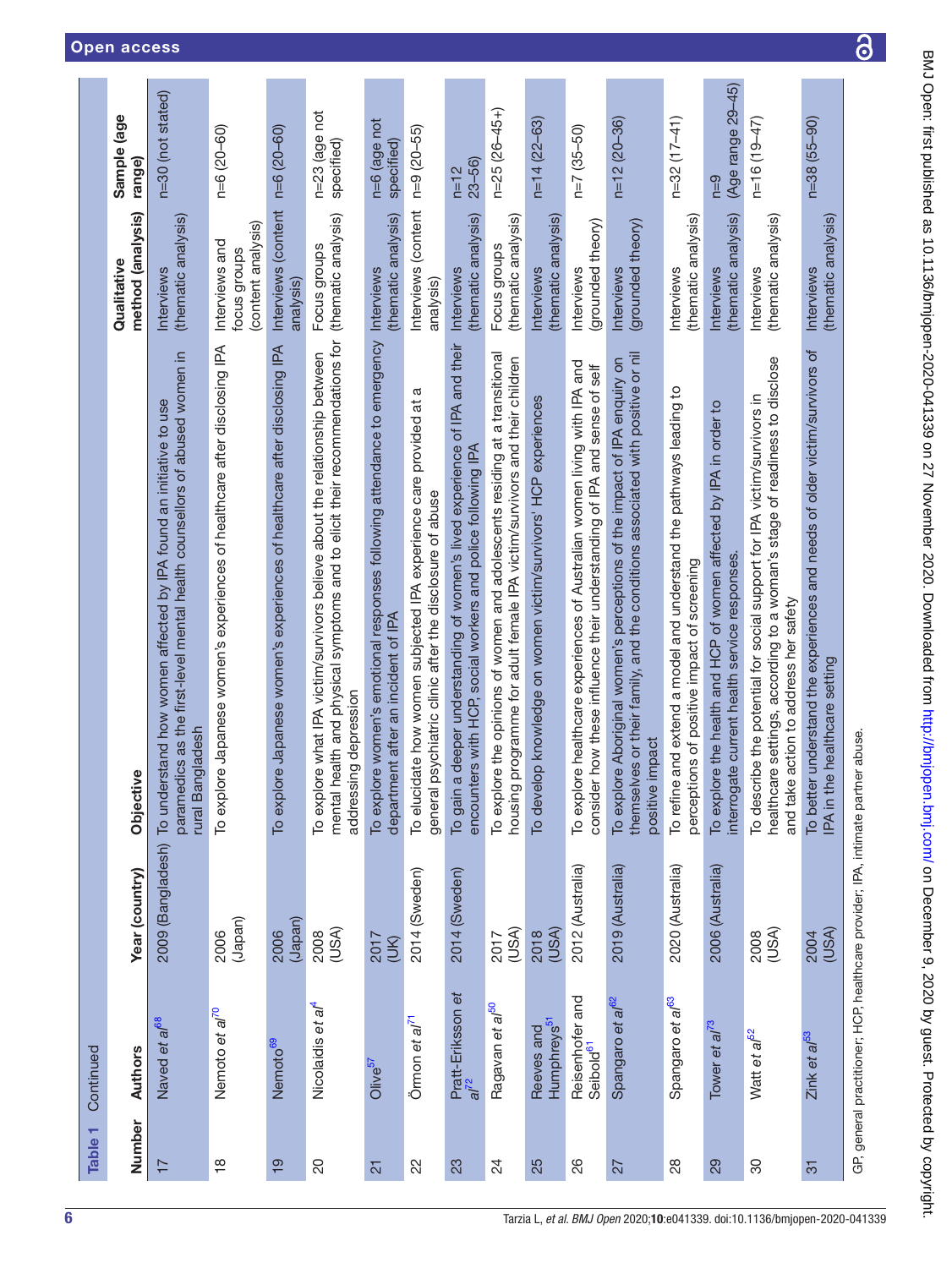**Table 1** Continued

| Number | Authors | Year (country) | Objective | Qualitative method (analysis) | Sample (age range) |
|---|---|---|---|---|---|
| 17 | Naved et al[68] | 2009 (Bangladesh) | To understand how women affected by IPA found an initiative to use paramedics as the first-level mental health counsellors of abused women in rural Bangladesh | Interviews (thematic analysis) | n=30 (not stated) |
| 18 | Nemoto et al[70] | 2006 (Japan) | To explore Japanese women's experiences of healthcare after disclosing IPA | Interviews and focus groups (content analysis) | n=6 (20–60) |
| 19 | Nemoto[69] | 2006 (Japan) | To explore Japanese women's experiences of healthcare after disclosing IPA | Interviews (content analysis) | n=6 (20–60) |
| 20 | Nicolaidis et al[4] | 2008 (USA) | To explore what IPA victim/survivors believe about the relationship between mental health and physical symptoms and to elicit their recommendations for addressing depression | Focus groups (thematic analysis) | n=23 (age not specified) |
| 21 | Olive[57] | 2017 (UK) | To explore women's emotional responses following attendance to emergency department after an incident of IPA | Interviews (thematic analysis) | n=6 (age not specified) |
| 22 | Örmon et al[71] | 2014 (Sweden) | To elucidate how women subjected IPA experience care provided at a general psychiatric clinic after the disclosure of abuse | Interviews (content analysis) | n=9 (20–55) |
| 23 | Pratt-Eriksson et al[72] | 2014 (Sweden) | To gain a deeper understanding of women's lived experience of IPA and their encounters with HCP, social workers and police following IPA | Interviews (thematic analysis) | n=12 23–56) |
| 24 | Ragavan et al[50] | 2017 (USA) | To explore the opinions of women and adolescents residing at a transitional housing programme for adult female IPA victim/survivors and their children | Focus groups (thematic analysis) | n=25 (26–45+) |
| 25 | Reeves and Humphreys[51] | 2018 (USA) | To develop knowledge on women victim/survivors' HCP experiences | Interviews (thematic analysis) | n=14 (22–63) |
| 26 | Reisenhofer and Seibold[61] | 2012 (Australia) | To explore healthcare experiences of Australian women living with IPA and consider how these influence their understanding of IPA and sense of self | Interviews (grounded theory) | n=7 (35–50) |
| 27 | Spangaro et al[62] | 2019 (Australia) | To explore Aboriginal women's perceptions of the impact of IPA enquiry on themselves or their family, and the conditions associated with positive or nil positive impact | Interviews (grounded theory) | n=12 (20–36) |
| 28 | Spangaro et al[63] | 2020 (Australia) | To refine and extend a model and understand the pathways leading to perceptions of positive impact of screening | Interviews (thematic analysis) | n=32 (17–41) |
| 29 | Tower et al[73] | 2006 (Australia) | To explore the health and HCP of women affected by IPA in order to interrogate current health service responses. | Interviews (thematic analysis) | n=9 (Age range 29–45) |
| 30 | Watt et al[52] | 2008 (USA) | To describe the potential for social support for IPA victim/survivors in healthcare settings, according to a woman's stage of readiness to disclose and take action to address her safety | Interviews (thematic analysis) | n=16 (19–47) |
| 31 | Zink et al[53] | 2004 (USA) | To better understand the experiences and needs of older victim/survivors of IPA in the healthcare setting | Interviews (thematic analysis) | n=38 (55–90) |

GP, general practitioner; HCP, healthcare provider; IPA, intimate partner abuse.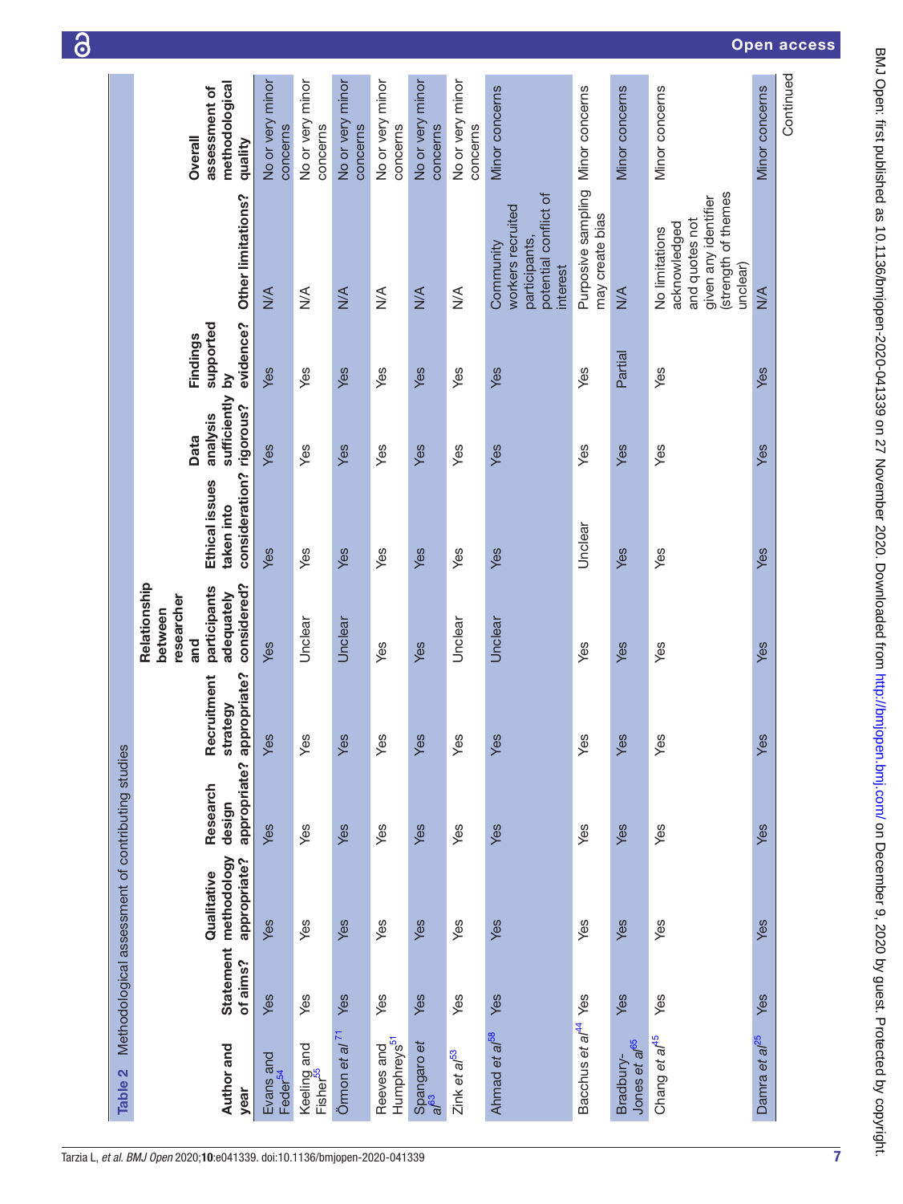**Table 2** Methodological assessment of contributing studies

| Author and year | Statement of aims? | Qualitative methodology appropriate? | Research design appropriate? | Recruitment strategy appropriate? | Relationship between researcher and participants adequately considered? | Ethical issues taken into consideration? | Data analysis sufficiently rigorous? | Findings supported by evidence? | Other limitations? | Overall assessment of methodological quality |
|---|---|---|---|---|---|---|---|---|---|---|
| Evans and Feder[54] | Yes | Yes | Yes | Yes | Yes | Yes | Yes | Yes | N/A | No or very minor concerns |
| Keeling and Fisher[55] | Yes | Yes | Yes | Yes | Unclear | Yes | Yes | Yes | N/A | No or very minor concerns |
| Ömon *et al*[71] | Yes | Yes | Yes | Yes | Unclear | Yes | Yes | Yes | N/A | No or very minor concerns |
| Reeves and Humphreys[51] | Yes | Yes | Yes | Yes | Yes | Yes | Yes | Yes | N/A | No or very minor concerns |
| Spangaro *et al*[63] | Yes | Yes | Yes | Yes | Yes | Yes | Yes | Yes | N/A | No or very minor concerns |
| Zink *et al*[53] | Yes | Yes | Yes | Yes | Unclear | Yes | Yes | Yes | N/A | No or very minor concerns |
| Ahmad *et al*[58] | Yes | Yes | Yes | Yes | Unclear | Yes | Yes | Yes | Community workers recruited participants, potential conflict of interest | Minor concerns |
| Bacchus *et al*[44] | Yes | Yes | Yes | Yes | Yes | Unclear | Yes | Yes | Purposive sampling may create bias | Minor concerns |
| Bradbury-Jones *et al*[65] | Yes | Yes | Yes | Yes | Yes | Yes | Yes | Partial | N/A | Minor concerns |
| Chang *et al*[45] | Yes | Yes | Yes | Yes | Yes | Yes | Yes | Yes | No limitations acknowledged and quotes not given any identifier (strength of themes unclear) | Minor concerns |
| Damra *et al*[25] | Yes | Yes | Yes | Yes | Yes | Yes | Yes | Yes | N/A | Minor concerns |

Continued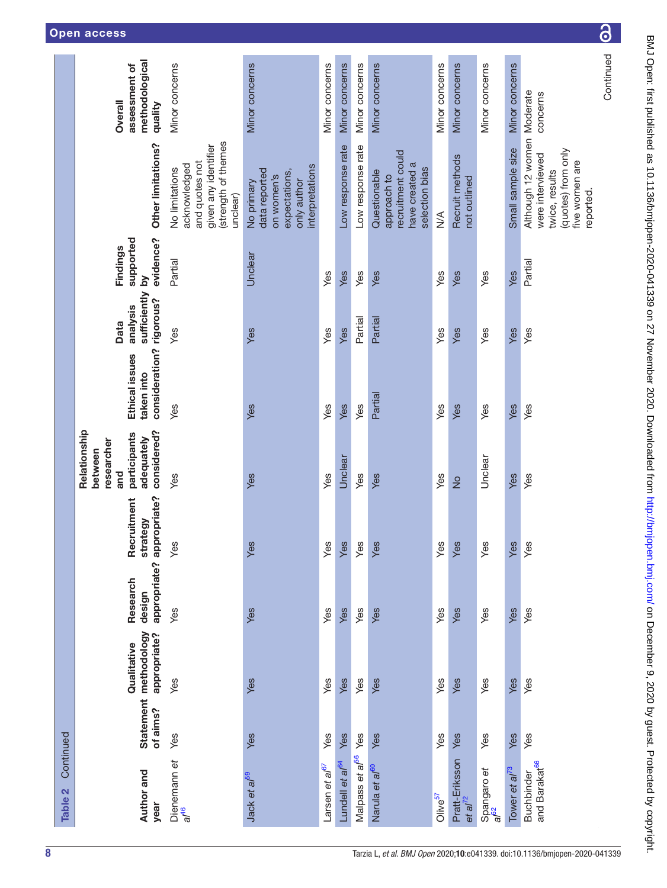Table 2 Continued

| Author and year | Statement of aims? | Qualitative methodology appropriate? | Research design appropriate? | Recruitment strategy appropriate? | Relationship between researcher and participants adequately considered? | Ethical issues taken into consideration? | Data analysis sufficiently rigorous? | Findings supported by evidence? | Other limitations? | Overall assessment of methodological quality |
|---|---|---|---|---|---|---|---|---|---|---|
| Dienemann *et al*[46] | Yes | Yes | Yes | Yes | Yes | Yes | Yes | Partial | No limitations acknowledged and quotes not given any identifier (strength of themes unclear) | Minor concerns |
| Jack *et al*[59] | Yes | Yes | Yes | Yes | Yes | Yes | Yes | Unclear | No primary data reported on women's expectations, only author interpretations | Minor concerns |
| Larsen *et al*[67] | Yes | Yes | Yes | Yes | Yes | Yes | Yes | Yes | | Minor concerns |
| Lundell *et al*[64] | Yes | Yes | Yes | Yes | Unclear | Yes | Yes | Yes | Low response rate | Minor concerns |
| Malpass *et al*[56] | Yes | Yes | Yes | Yes | Yes | Yes | Partial | Yes | Low response rate | Minor concerns |
| Narula *et al*[60] | Yes | Yes | Yes | Yes | Yes | Partial | Partial | Yes | Questionable approach to recruitment could have created a selection bias | Minor concerns |
| Olive[57] | Yes | Yes | Yes | Yes | Yes | Yes | Yes | Yes | N/A | Minor concerns |
| Pratt-Eriksson *et al*[72] | Yes | Yes | Yes | Yes | No | Yes | Yes | Yes | Recruit methods not outlined | Minor concerns |
| Spangaro *et al*[62] | Yes | Yes | Yes | Yes | Unclear | Yes | Yes | Yes | | Minor concerns |
| Tower *et al*[73] | Yes | Yes | Yes | Yes | Yes | Yes | Yes | Yes | Small sample size | Minor concerns |
| Buchbinder and Barakat[66] | Yes | Yes | Yes | Yes | Yes | Yes | Yes | Partial | Although 12 women were interviewed twice, results (quotes) from only five women are reported. | Moderate concerns |

Continued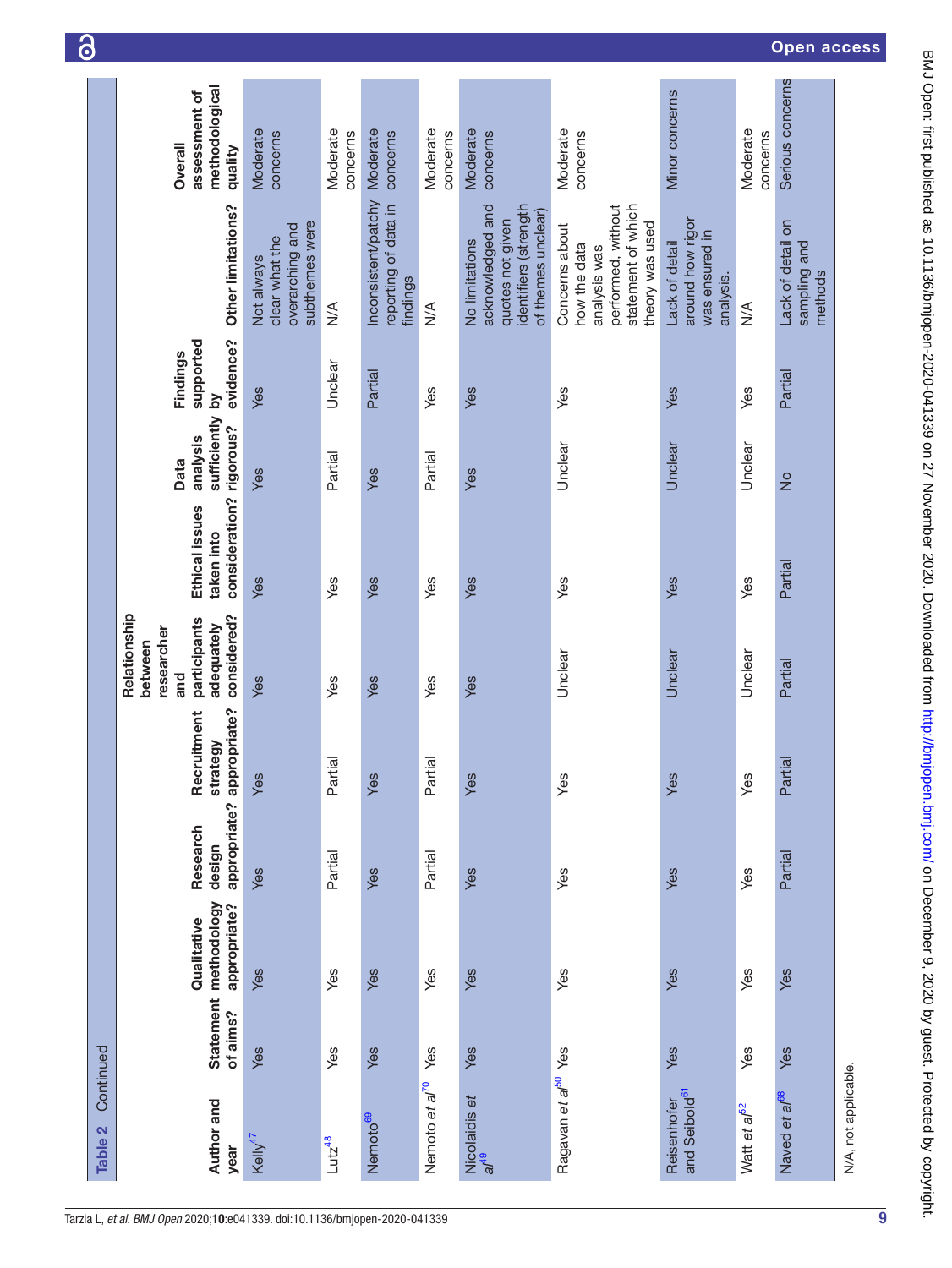Table 2 Continued

| Author and year | Statement of aims? | Qualitative methodology appropriate? | Research design appropriate? | Recruitment strategy appropriate? | Relationship between researcher and participants adequately considered? | Ethical issues taken into consideration? | Data analysis sufficiently rigorous? | Findings supported by evidence? | Other limitations? | Overall assessment of methodological quality |
|---|---|---|---|---|---|---|---|---|---|---|
| Kelly[47] | Yes | Yes | Yes | Yes | Yes | Yes | Yes | Yes | Not always clear what the overarching and subthemes were | Moderate concerns |
| Lutz[48] | Yes | Yes | Partial | Partial | Yes | Yes | Partial | Unclear | N/A | Moderate concerns |
| Nemoto[69] | Yes | Yes | Yes | Yes | Yes | Yes | Yes | Partial | Inconsistent/patchy reporting of data in findings | Moderate concerns |
| Nemoto *et al*[70] | Yes | Yes | Partial | Partial | Yes | Yes | Partial | Yes | N/A | Moderate concerns |
| Nicolaidis *et al*[49] | Yes | Yes | Yes | Yes | Yes | Yes | Yes | Yes | No limitations acknowledged and quotes not given identifiers (strength of themes unclear) | Moderate concerns |
| Ragavan *et al*[50] | Yes | Yes | Yes | Yes | Unclear | Yes | Unclear | Yes | Concerns about how the data analysis was performed, without statement of which theory was used | Moderate concerns |
| Reisenhofer and Seibold[61] | Yes | Yes | Yes | Yes | Unclear | Yes | Unclear | Yes | Lack of detail around how rigor was ensured in analysis. | Minor concerns |
| Watt *et al*[62] | Yes | Yes | Yes | Yes | Unclear | Yes | Unclear | Yes | N/A | Moderate concerns |
| Naved *et al*[68] | Yes | Yes | Partial | Partial | Partial | Partial | No | Partial | Lack of detail on sampling and methods | Serious concerns |

N/A, not applicable.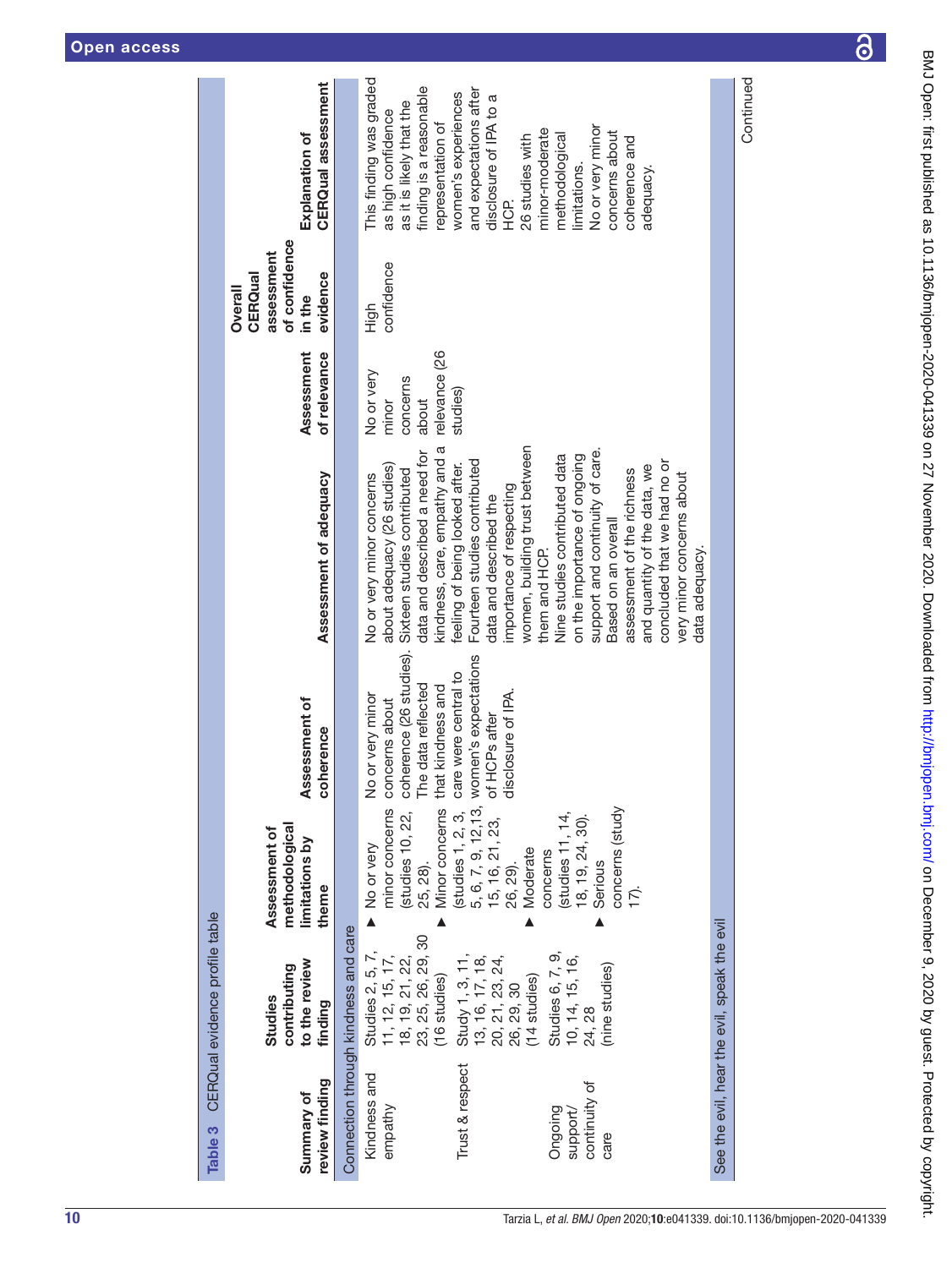**Table 3** CERQual evidence profile table

| Summary of review finding | Studies contributing to the review finding | Assessment of methodological limitations by theme | Assessment of coherence | Assessment of adequacy | Assessment of relevance | Overall CERQual assessment of confidence in the evidence | Explanation of CERQual assessment |
|---|---|---|---|---|---|---|---|
| **Connection through kindness and care** | | | | | | | |
| Kindness and empathy | Studies 2, 5, 7, 11, 12, 15, 17, 18, 19, 21, 22, 23, 25, 26, 29, 30 (16 studies) | ▶ No or very minor concerns (studies 10, 22, 25, 28). ▶ Minor concerns (studies 1, 2, 3, 5, 6, 7, 9, 12,13, 15, 16, 21, 23, 26, 29). ▶ Moderate concerns (studies 11, 14, 18, 19, 24, 30). ▶ Serious concerns (study 17). | No or very minor concerns about coherence (26 studies). The data reflected that kindness and care were central to women's expectations of HCPs after disclosure of IPA. | No or very minor concerns about adequacy (26 studies). Sixteen studies contributed data and described a need for kindness, care, empathy and a feeling of being looked after. Fourteen studies contributed data and described the importance of respecting women, building trust between them and HCP. Nine studies contributed data on the importance of ongoing support and continuity of care. Based on an overall assessment of the richness and quantity of the data, we concluded that we had no or very minor concerns about data adequacy. | No or very minor concerns about relevance (26 studies) | High confidence | This finding was graded as high confidence as it is likely that the finding is a reasonable representation of women's experiences and expectations after disclosure of IPA to a HCP. 26 studies with minor-moderate methodological limitations. No or very minor concerns about coherence and adequacy. |
| Trust & respect | Study 1, 3, 11, 13, 16, 17, 18, 20, 21, 23, 24, 26, 29, 30 (14 studies) | | | | | | |
| Ongoing support/ continuity of care | Studies 6, 7, 9, 10, 14, 15, 16, 24, 28 (nine studies) | | | | | | |
| **See the evil, hear the evil, speak the evil** | | | | | | | |

Continued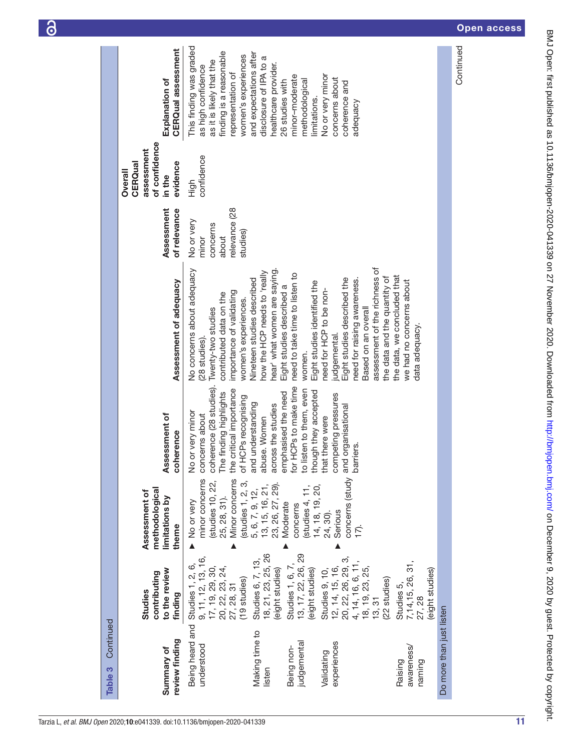Table 3 Continued

| Summary of review finding | Studies contributing to the review finding | Assessment of methodological limitations by theme | Assessment of coherence | Assessment of adequacy | Assessment of relevance | Overall CERQual assessment of confidence in the evidence | Explanation of CERQual assessment |
|---|---|---|---|---|---|---|---|
| Being heard and understood | Studies 1, 2, 6, 9, 11, 12, 13, 16, 17, 19, 29, 30, 20, 22, 23, 24, 27, 28, 31 (19 studies) | ▶ No or very minor concerns (studies 10, 22, 25, 28, 31). ▶ Minor concerns (studies 1, 2, 3, 5, 6, 7, 9, 12, 13, 15, 16, 21, 23, 26, 27, 29). ▶ Moderate concerns (studies 4, 11, 14, 18, 19, 20, 24, 30). ▶ Serious concerns (study 17). | No or very minor concerns about coherence (28 studies). The finding highlights the critical importance of HCPs recognising and understanding abuse. Women across the studies emphasised the need for HCPs to make time to listen to them, even though they accepted that there were competing pressures and organisational barriers. | No concerns about adequacy (28 studies). Twenty-two studies contributed data on the importance of validating women's experiences. Nineteen studies described how the HCP needs to 'really hear' what women are saying. Eight studies described a need to take time to listen to women. Eight studies identified the need for HCP to be non-judgemental. Eight studies described the need for raising awareness. Based on an overall assessment of the richness of the data and the quantity of the data, we concluded that we had no concerns about data adequacy. | No or very minor concerns about relevance (28 studies) | High confidence | This finding was graded as high confidence as it is likely that the finding is a reasonable representation of women's experiences and expectations after disclosure of IPA to a healthcare provider. 26 studies with minor–moderate methodological limitations. No or very minor concerns about coherence and adequacy |
| Making time to listen | Studies 6, 7, 13, 18, 21, 23, 25, 26 (eight studies) | | | | | | |
| Being non-judgemental | Studies 1, 6, 7, 13, 17, 22, 26, 29 (eight studies) | | | | | | |
| Validating experiences | Studies 9, 10, 12, 14, 15, 16, 20, 22, 26, 29, 3, 4, 14, 16, 6, 11, 18, 19, 23, 25, 13, 31 (22 studies) | | | | | | |
| Raising awareness/naming | Studies 5, 7,14,15, 26, 31, 27, 28 (eight studies) | | | | | | |
| Do more than just listen | | | | | | | |

Continued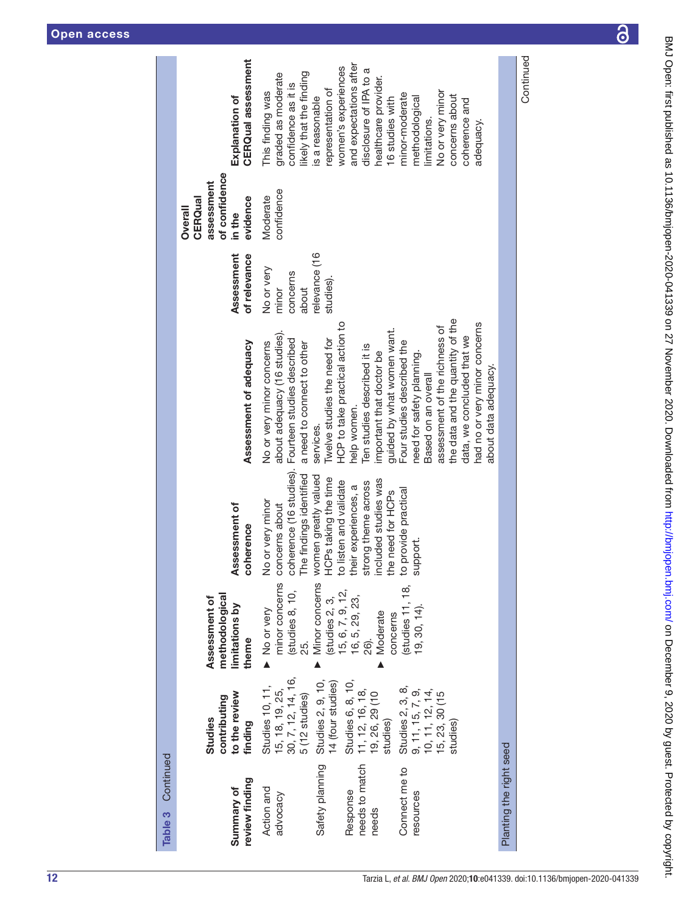**Table 3** Continued

| Summary of review finding | Studies contributing to the review finding | Assessment of methodological limitations by theme | Assessment of coherence | Assessment of adequacy | Assessment of relevance | Overall CERQual assessment of confidence in the evidence | Explanation of CERQual assessment |
|---|---|---|---|---|---|---|---|
| Action and advocacy | Studies 10, 11, 15, 18, 19, 25, 30, 7, 12, 14, 16, 5 (12 studies) | ▸ No or very minor concerns (studies 8, 10, 25. ▸ Minor concerns (studies 2, 3, 15, 6, 7, 9, 12, 16, 5, 29, 23, 26). ▸ Moderate concerns (studies 11, 18, 19, 30, 14). | No or very minor concerns about coherence (16 studies). The findings identified women greatly valued HCPs taking the time to listen and validate their experiences, a strong theme across included studies was the need for HCPs to provide practical support. | No or very minor concerns about adequacy (16 studies). Fourteen studies described a need to connect to other services. Twelve studies the need for HCP to take practical action to help women. Ten studies described it is important that doctor be guided by what women want. Four studies described the need for safety planning. Based on an overall assessment of the richness of the data and the quantity of the data, we concluded that we had no or very minor concerns about data adequacy. | No or very minor concerns about relevance (16 studies). | Moderate confidence | This finding was graded as moderate confidence as it is likely that the finding is a reasonable representation of women's experiences and expectations after disclosure of IPA to a healthcare provider. 16 studies with minor-moderate methodological limitations. No or very minor concerns about coherence and adequacy. |
| Safety planning | Studies 2, 9, 10, 14 (four studies) | | | | | | |
| Response needs to match needs | Studies 6, 8, 10, 11, 12, 16, 18, 19, 26, 29 (10 studies) | | | | | | |
| Connect me to resources | Studies 2, 3, 8, 9, 11, 15, 7, 9, 10, 11, 12, 14, 15, 23, 30 (15 studies) | | | | | | |
| **Planting the right seed** | | | | | | | |

Continued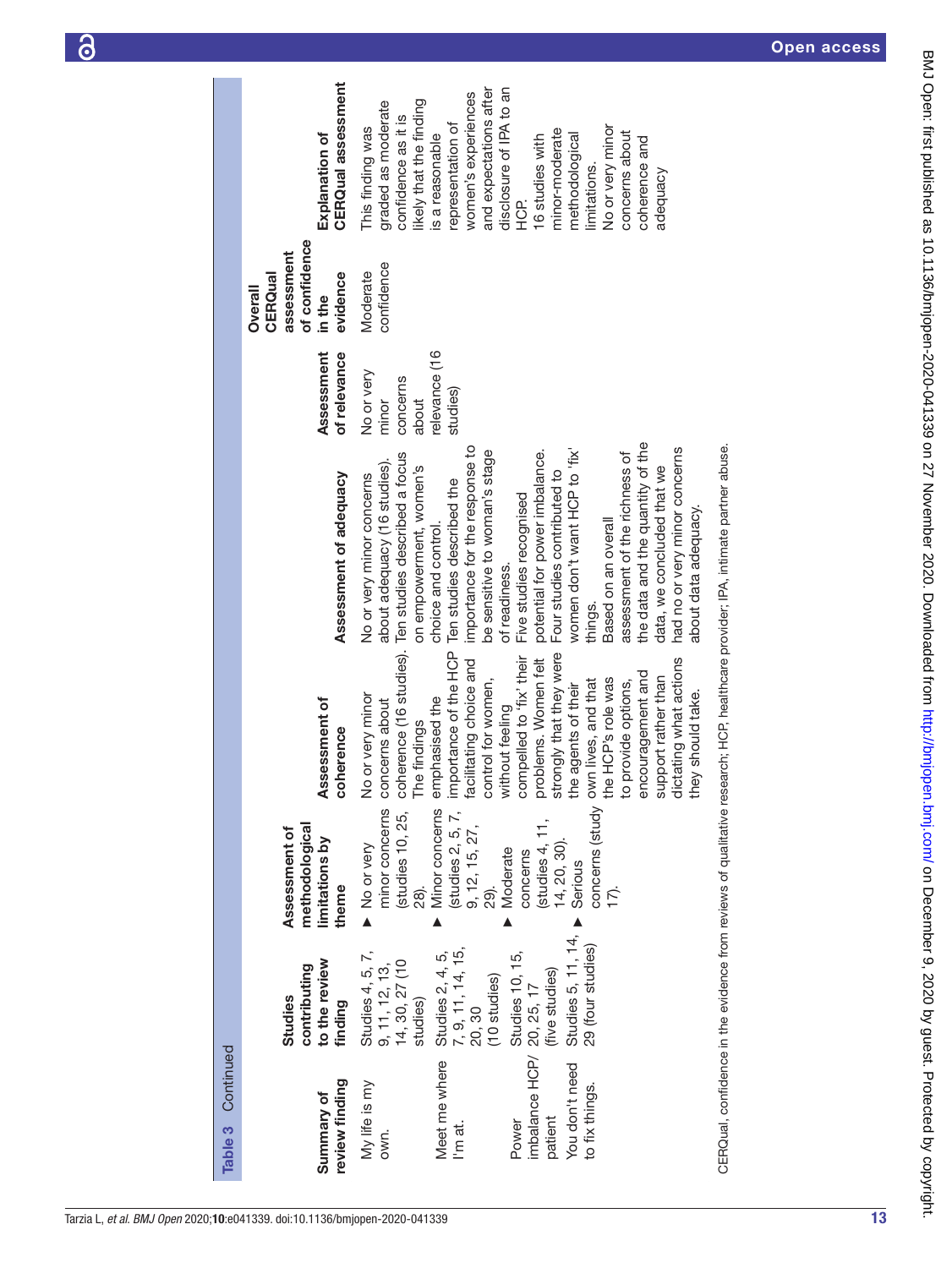**Table 3** Continued

| Summary of review finding | Studies contributing to the review finding | Assessment of methodological limitations by theme | Assessment of coherence | Assessment of adequacy | Assessment of relevance | Overall CERQual assessment of confidence in the evidence | Explanation of CERQual assessment |
|---|---|---|---|---|---|---|---|
| My life is my own.<br>Meet me where I'm at.<br>Power imbalance HCP/patient<br>You don't need to fix things. | Studies 4, 5, 7, 9, 11, 12, 13, 14, 30, 27 (10 studies)<br>Studies 2, 4, 5, 7, 9, 11, 14, 15, 20, 30 (10 studies)<br>Studies 10, 15, 20, 25, 17 (five studies)<br>Studies 5, 11, 14, 29 (four studies) | ▸ No or very minor concerns (studies 10, 25, 28).<br>▸ Minor concerns (studies 2, 5, 7, 9, 12, 15, 27, 29).<br>▸ Moderate concerns (studies 4, 11, 14, 20, 30).<br>▸ Serious concerns (study 17). | No or very minor concerns about coherence (16 studies). The findings emphasised the importance of the HCP facilitating choice and control for women, without feeling compelled to 'fix' their problems. Women felt strongly that they were the agents of their own lives, and that the HCP's role was to provide options, encouragement and support rather than dictating what actions they should take. | No or very minor concerns about adequacy (16 studies). Ten studies described a focus on empowerment, women's choice and control. Ten studies described the importance for the response to be sensitive to woman's stage of readiness. Five studies recognised potential for power imbalance. Four studies contributed to women don't want HCP to 'fix' things.<br>Based on an overall assessment of the richness of the data and the quantity of the data, we concluded that we had no or very minor concerns about data adequacy. | No or very minor concerns about relevance (16 studies) | Moderate confidence | This finding was graded as moderate confidence as it is likely that the finding is a reasonable representation of women's experiences and expectations after disclosure of IPA to an HCP.<br>16 studies with minor-moderate methodological limitations.<br>No or very minor concerns about coherence and adequacy |

CERQual, confidence in the evidence from reviews of qualitative research; HCP, healthcare provider; IPA, intimate partner abuse.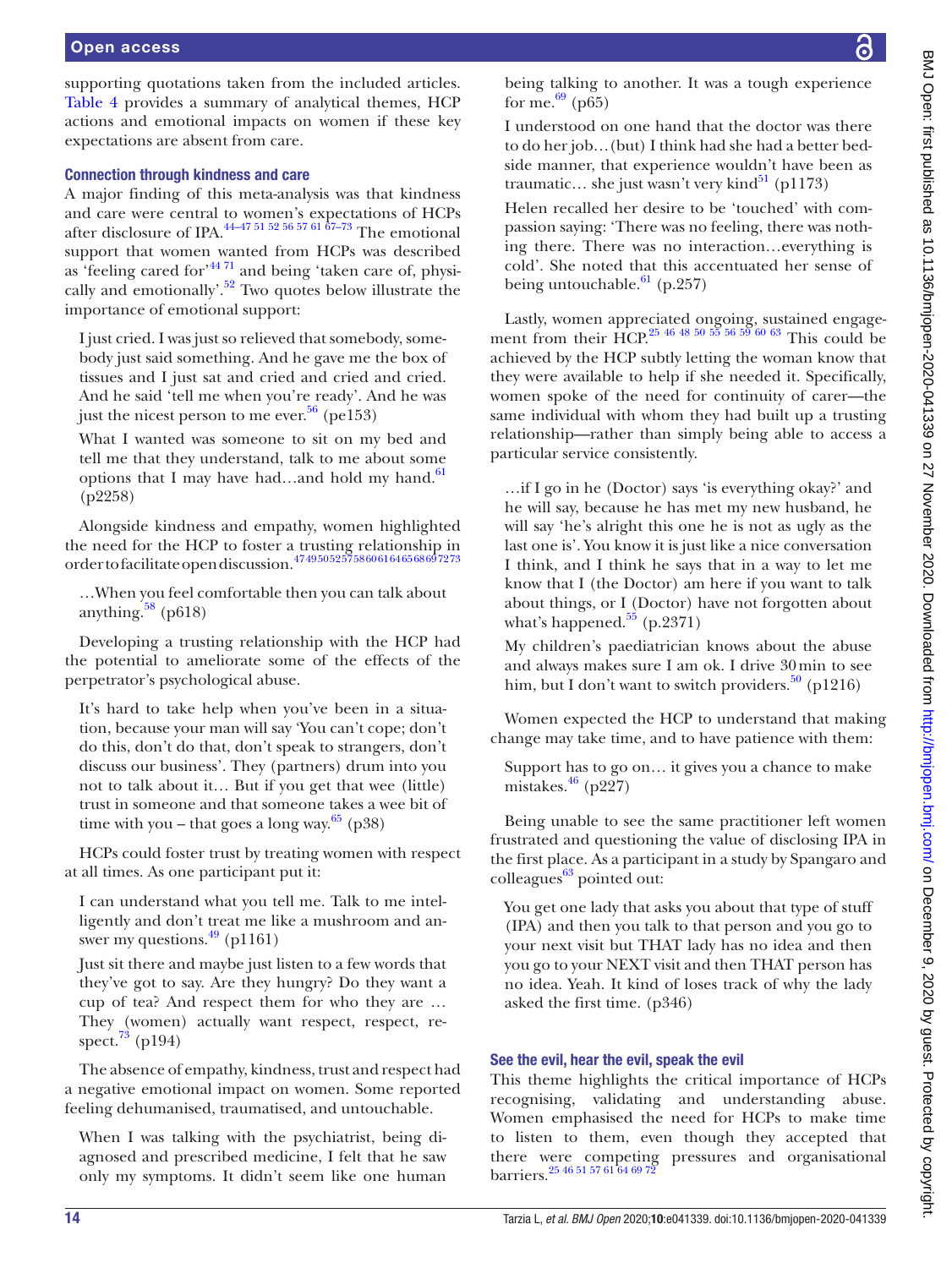supporting quotations taken from the included articles. Table 4 provides a summary of analytical themes, HCP actions and emotional impacts on women if these key expectations are absent from care.

### Connection through kindness and care

A major finding of this meta-analysis was that kindness and care were central to women's expectations of HCPs after disclosure of IPA.[44–47 51 52 56 57 61 67–73] The emotional support that women wanted from HCPs was described as 'feeling cared for'[44 71] and being 'taken care of, physically and emotionally'.[52] Two quotes below illustrate the importance of emotional support:

> I just cried. I was just so relieved that somebody, somebody just said something. And he gave me the box of tissues and I just sat and cried and cried and cried. And he said 'tell me when you're ready'. And he was just the nicest person to me ever.[56] (pe153)

> What I wanted was someone to sit on my bed and tell me that they understand, talk to me about some options that I may have had…and hold my hand.[61] (p2258)

Alongside kindness and empathy, women highlighted the need for the HCP to foster a trusting relationship in order to facilitate open discussion.[47 49 50 52 57 58 60 61 64 65 68 69 72 73]

> …When you feel comfortable then you can talk about anything.[58] (p618)

Developing a trusting relationship with the HCP had the potential to ameliorate some of the effects of the perpetrator's psychological abuse.

> It's hard to take help when you've been in a situation, because your man will say 'You can't cope; don't do this, don't do that, don't speak to strangers, don't discuss our business'. They (partners) drum into you not to talk about it… But if you get that wee (little) trust in someone and that someone takes a wee bit of time with you – that goes a long way.[65] (p38)

HCPs could foster trust by treating women with respect at all times. As one participant put it:

> I can understand what you tell me. Talk to me intelligently and don't treat me like a mushroom and answer my questions.[49] (p1161)

> Just sit there and maybe just listen to a few words that they've got to say. Are they hungry? Do they want a cup of tea? And respect them for who they are … They (women) actually want respect, respect, respect.[73] (p194)

The absence of empathy, kindness, trust and respect had a negative emotional impact on women. Some reported feeling dehumanised, traumatised, and untouchable.

> When I was talking with the psychiatrist, being diagnosed and prescribed medicine, I felt that he saw only my symptoms. It didn't seem like one human being talking to another. It was a tough experience for me.[69] (p65)

> I understood on one hand that the doctor was there to do her job…(but) I think had she had a better bedside manner, that experience wouldn't have been as traumatic… she just wasn't very kind[51] (p1173)

> Helen recalled her desire to be 'touched' with compassion saying: 'There was no feeling, there was nothing there. There was no interaction…everything is cold'. She noted that this accentuated her sense of being untouchable.[61] (p.257)

Lastly, women appreciated ongoing, sustained engagement from their HCP.[25 46 48 50 55 56 59 60 63] This could be achieved by the HCP subtly letting the woman know that they were available to help if she needed it. Specifically, women spoke of the need for continuity of carer—the same individual with whom they had built up a trusting relationship—rather than simply being able to access a particular service consistently.

> …if I go in he (Doctor) says 'is everything okay?' and he will say, because he has met my new husband, he will say 'he's alright this one he is not as ugly as the last one is'. You know it is just like a nice conversation I think, and I think he says that in a way to let me know that I (the Doctor) am here if you want to talk about things, or I (Doctor) have not forgotten about what's happened.[55] (p.2371)

> My children's paediatrician knows about the abuse and always makes sure I am ok. I drive 30 min to see him, but I don't want to switch providers.[50] (p1216)

Women expected the HCP to understand that making change may take time, and to have patience with them:

> Support has to go on… it gives you a chance to make mistakes.[46] (p227)

Being unable to see the same practitioner left women frustrated and questioning the value of disclosing IPA in the first place. As a participant in a study by Spangaro and colleagues[63] pointed out:

> You get one lady that asks you about that type of stuff (IPA) and then you talk to that person and you go to your next visit but THAT lady has no idea and then you go to your NEXT visit and then THAT person has no idea. Yeah. It kind of loses track of why the lady asked the first time. (p346)

### See the evil, hear the evil, speak the evil

This theme highlights the critical importance of HCPs recognising, validating and understanding abuse. Women emphasised the need for HCPs to make time to listen to them, even though they accepted that there were competing pressures and organisational barriers.[25 46 51 57 61 64 69 72]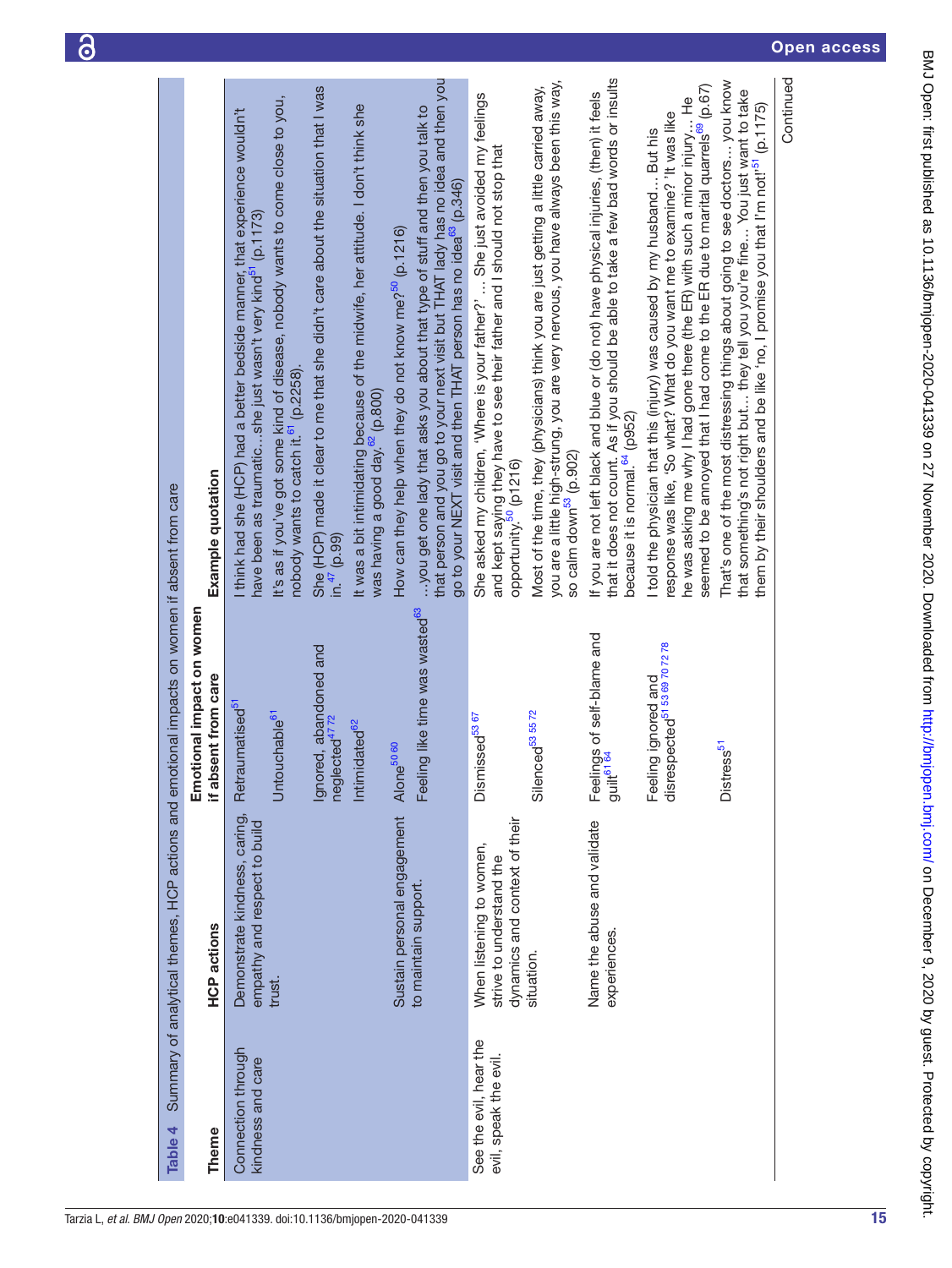**Table 4** Summary of analytical themes, HCP actions and emotional impacts on women if absent from care

| Theme | HCP actions | Emotional impact on women if absent from care | Example quotation |
|---|---|---|---|
| Connection through kindness and care | Demonstrate kindness, caring, empathy and respect to build trust. | Retraumatised[51] | I think had she (HCP) had a better bedside manner, that experience wouldn't have been as traumatic…she just wasn't very kind[51] (p.1173) |
| | | Untouchable[61] | It's as if you've got some kind of disease, nobody wants to come close to you, nobody wants to catch it.[61] (p.2258). |
| | | Ignored, abandoned and neglected[47 72] | She (HCP) made it clear to me that she didn't care about the situation that I was in.[47] (p.99) |
| | | Intimidated[62] | It was a bit intimidating because of the midwife, her attitude. I don't think she was having a good day.[62] (p.800) |
| | Sustain personal engagement to maintain support. | Alone[50 60] | How can they help when they do not know me?[50] (p.1216) |
| | | Feeling like time was wasted[63] | …you get one lady that asks you about that type of stuff and then you talk to that person and you go to your next visit but THAT lady has no idea and then you go to your NEXT visit and then THAT person has no idea[63] (p.346) |
| See the evil, hear the evil, speak the evil. | When listening to women, strive to understand the dynamics and context of their situation. | Dismissed[53 67] | She asked my children, 'Where is your father?' … She just avoided my feelings and kept saying they have to see their father and I should not stop that opportunity.[50] (p1216) |
| | | Silenced[53 55 72] | Most of the time, they (physicians) think you are just getting a little carried away, you are a little high-strung, you are very nervous, you have always been this way, so calm down[53] (p.902) |
| | Name the abuse and validate experiences. | Feelings of self-blame and guilt[61 64] | If you are not left black and blue or (do not) have physical injuries, (then) it feels that it does not count. As if you should be able to take a few bad words or insults because it is normal.[64] (p952) |
| | | Feeling ignored and disrespected[51 53 69 70 72 78] | I told the physician that this (injury) was caused by my husband… But his response was like, 'So what? What do you want me to examine? 'It was like he was asking me why I had gone there (the ER) with such a minor injury… He seemed to be annoyed that I had come to the ER due to marital quarrels[69] (p.67) |
| | | Distress[51] | That's one of the most distressing things about going to see doctors… you know that something's not right but… they tell you you're fine… You just want to take them by their shoulders and be like 'no, I promise you that I'm not!'[51] (p.1175) |

Continued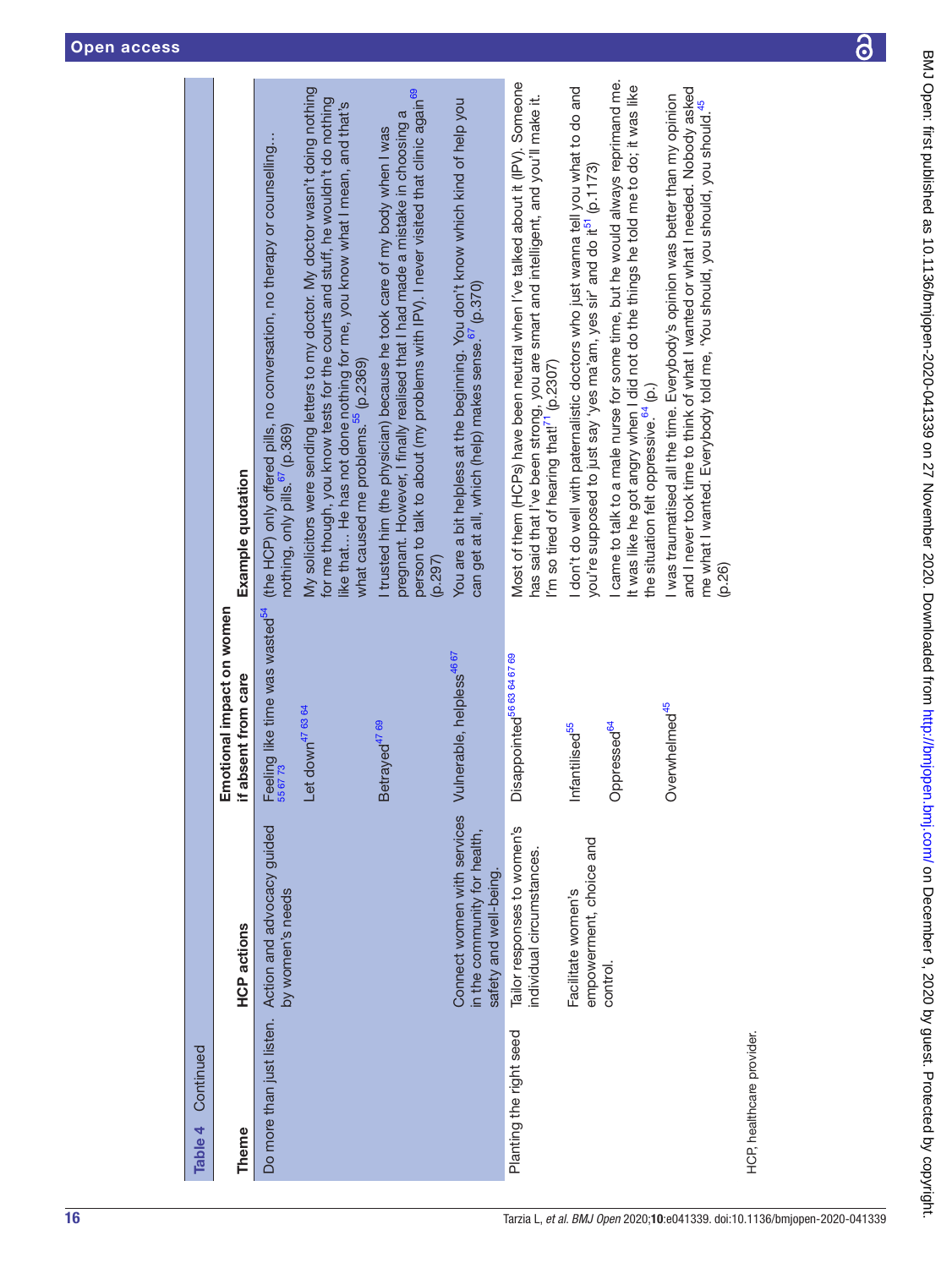Table 4 Continued

| Theme | HCP actions | Emotional impact on women if absent from care | Example quotation |
|---|---|---|---|
| Do more than just listen. | Action and advocacy guided by women's needs | Feeling like time was wasted[54 55 67 73] | (the HCP) only offered pills, no conversation, no therapy or counselling… nothing, only pills.[67] (p.369) |
| | | Let down[47 63 64] | My solicitors were sending letters to my doctor. My doctor wasn't doing nothing for me though, you know tests for the courts and stuff, he wouldn't do nothing like that… He has not done nothing for me, you know what I mean, and that's what caused me problems.[55] (p.2369) |
| | | Betrayed[47 69] | I trusted him (the physician) because he took care of my body when I was pregnant. However, I finally realised that I had made a mistake in choosing a person to talk to about (my problems with IPV). I never visited that clinic again[69] (p.297) |
| | Connect women with services in the community for health, safety and well-being. | Vulnerable, helpless[46 67] | You are a bit helpless at the beginning. You don't know which kind of help you can get at all, which (help) makes sense.[67] (p.370) |
| Planting the right seed | Tailor responses to women's individual circumstances. | Disappointed[56 63 64 67 69] | Most of them (HCPs) have been neutral when I've talked about it (IPV). Someone has said that I've been strong, you are smart and intelligent, and you'll make it. I'm so tired of hearing that![71] (p.2307) |
| | Facilitate women's empowerment, choice and control. | Infantilised[55] | I don't do well with paternalistic doctors who just wanna tell you what to do and you're supposed to just say 'yes ma'am, yes sir' and do it[51] (p.1173) |
| | | Oppressed[64] | I came to talk to a male nurse for some time, but he would always reprimand me. It was like he got angry when I did not do the things he told me to do; it was like the situation felt oppressive.[64] (p.) |
| | | Overwhelmed[45] | I was traumatised all the time. Everybody's opinion was better than my opinion and I never took time to think of what I wanted or what I needed. Nobody asked me what I wanted. Everybody told me, 'You should, you should, you should.[45] (p.26) |

HCP, healthcare provider.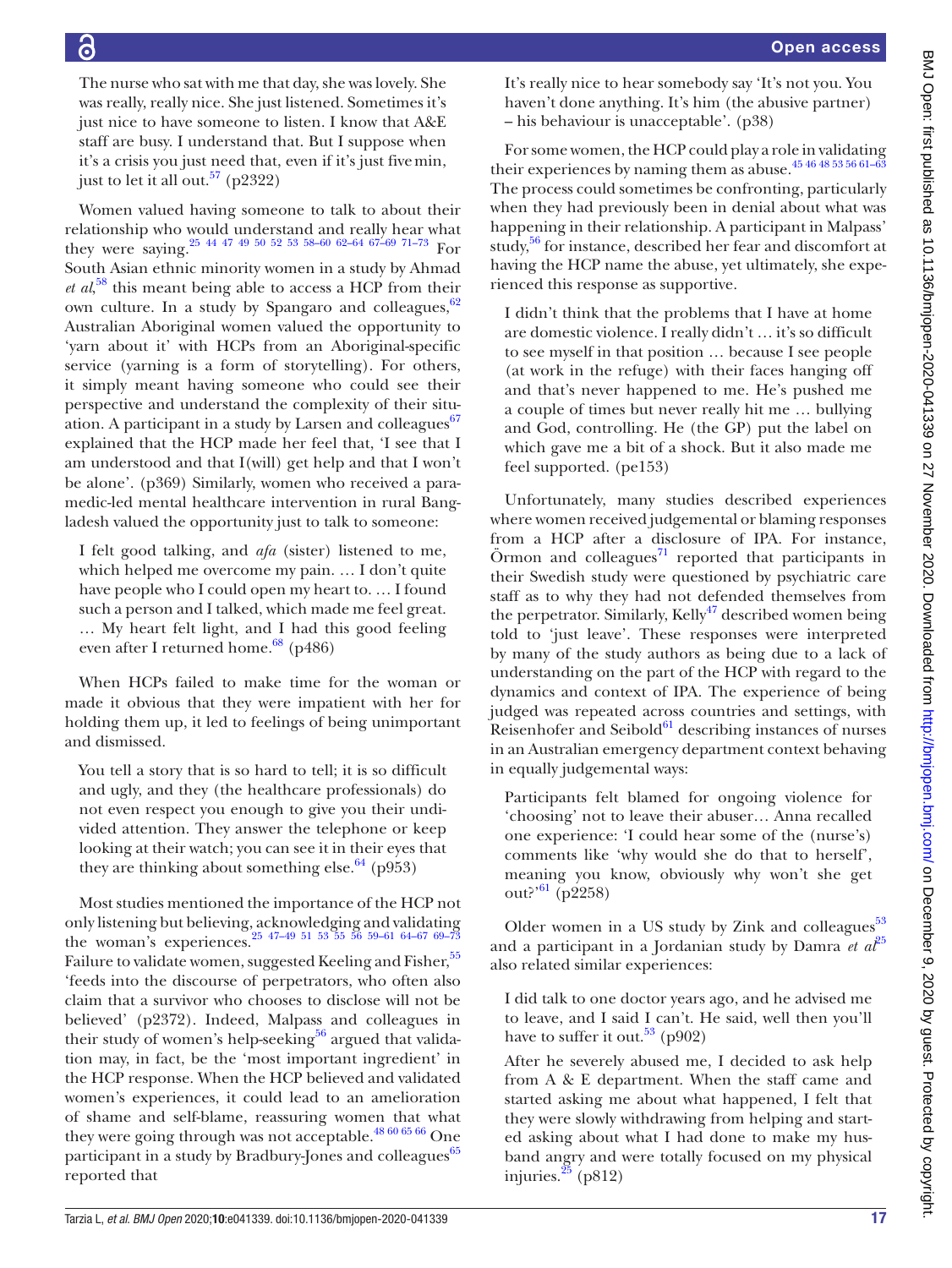The nurse who sat with me that day, she was lovely. She was really, really nice. She just listened. Sometimes it's just nice to have someone to listen. I know that A&E staff are busy. I understand that. But I suppose when it's a crisis you just need that, even if it's just five min, just to let it all out.[57] (p2322)

Women valued having someone to talk to about their relationship who would understand and really hear what they were saying.[25 44 47 49 50 52 53 58–60 62–64 67–69 71–73] For South Asian ethnic minority women in a study by Ahmad *et al*,[58] this meant being able to access a HCP from their own culture. In a study by Spangaro and colleagues,[62] Australian Aboriginal women valued the opportunity to 'yarn about it' with HCPs from an Aboriginal-specific service (yarning is a form of storytelling). For others, it simply meant having someone who could see their perspective and understand the complexity of their situation. A participant in a study by Larsen and colleagues[67] explained that the HCP made her feel that, 'I see that I am understood and that I(will) get help and that I won't be alone'. (p369) Similarly, women who received a paramedic-led mental healthcare intervention in rural Bangladesh valued the opportunity just to talk to someone:

> I felt good talking, and *afa* (sister) listened to me, which helped me overcome my pain. … I don't quite have people who I could open my heart to. … I found such a person and I talked, which made me feel great. … My heart felt light, and I had this good feeling even after I returned home.[68] (p486)

When HCPs failed to make time for the woman or made it obvious that they were impatient with her for holding them up, it led to feelings of being unimportant and dismissed.

> You tell a story that is so hard to tell; it is so difficult and ugly, and they (the healthcare professionals) do not even respect you enough to give you their undivided attention. They answer the telephone or keep looking at their watch; you can see it in their eyes that they are thinking about something else.[64] (p953)

Most studies mentioned the importance of the HCP not only listening but believing, acknowledging and validating the woman's experiences.[25 47–49 51 53 55 56 59–61 64–67 69–73] Failure to validate women, suggested Keeling and Fisher,[55] 'feeds into the discourse of perpetrators, who often also claim that a survivor who chooses to disclose will not be believed' (p2372). Indeed, Malpass and colleagues in their study of women's help-seeking[56] argued that validation may, in fact, be the 'most important ingredient' in the HCP response. When the HCP believed and validated women's experiences, it could lead to an amelioration of shame and self-blame, reassuring women that what they were going through was not acceptable.[48 60 65 66] One participant in a study by Bradbury-Jones and colleagues[65] reported that

> It's really nice to hear somebody say 'It's not you. You haven't done anything. It's him (the abusive partner) – his behaviour is unacceptable'. (p38)

For some women, the HCP could play a role in validating their experiences by naming them as abuse.[45 46 48 53 56 61–63] The process could sometimes be confronting, particularly when they had previously been in denial about what was happening in their relationship. A participant in Malpass' study,[56] for instance, described her fear and discomfort at having the HCP name the abuse, yet ultimately, she experienced this response as supportive.

> I didn't think that the problems that I have at home are domestic violence. I really didn't … it's so difficult to see myself in that position … because I see people (at work in the refuge) with their faces hanging off and that's never happened to me. He's pushed me a couple of times but never really hit me … bullying and God, controlling. He (the GP) put the label on which gave me a bit of a shock. But it also made me feel supported. (pe153)

Unfortunately, many studies described experiences where women received judgemental or blaming responses from a HCP after a disclosure of IPA. For instance, Örmon and colleagues[71] reported that participants in their Swedish study were questioned by psychiatric care staff as to why they had not defended themselves from the perpetrator. Similarly, Kelly[47] described women being told to 'just leave'. These responses were interpreted by many of the study authors as being due to a lack of understanding on the part of the HCP with regard to the dynamics and context of IPA. The experience of being judged was repeated across countries and settings, with Reisenhofer and Seibold[61] describing instances of nurses in an Australian emergency department context behaving in equally judgemental ways:

> Participants felt blamed for ongoing violence for 'choosing' not to leave their abuser… Anna recalled one experience: 'I could hear some of the (nurse's) comments like 'why would she do that to herself', meaning you know, obviously why won't she get out?'[61] (p2258)

Older women in a US study by Zink and colleagues[53] and a participant in a Jordanian study by Damra *et al*[25] also related similar experiences:

> I did talk to one doctor years ago, and he advised me to leave, and I said I can't. He said, well then you'll have to suffer it out.[53] (p902)

> After he severely abused me, I decided to ask help from A & E department. When the staff came and started asking me about what happened, I felt that they were slowly withdrawing from helping and started asking about what I had done to make my husband angry and were totally focused on my physical injuries.[25] (p812)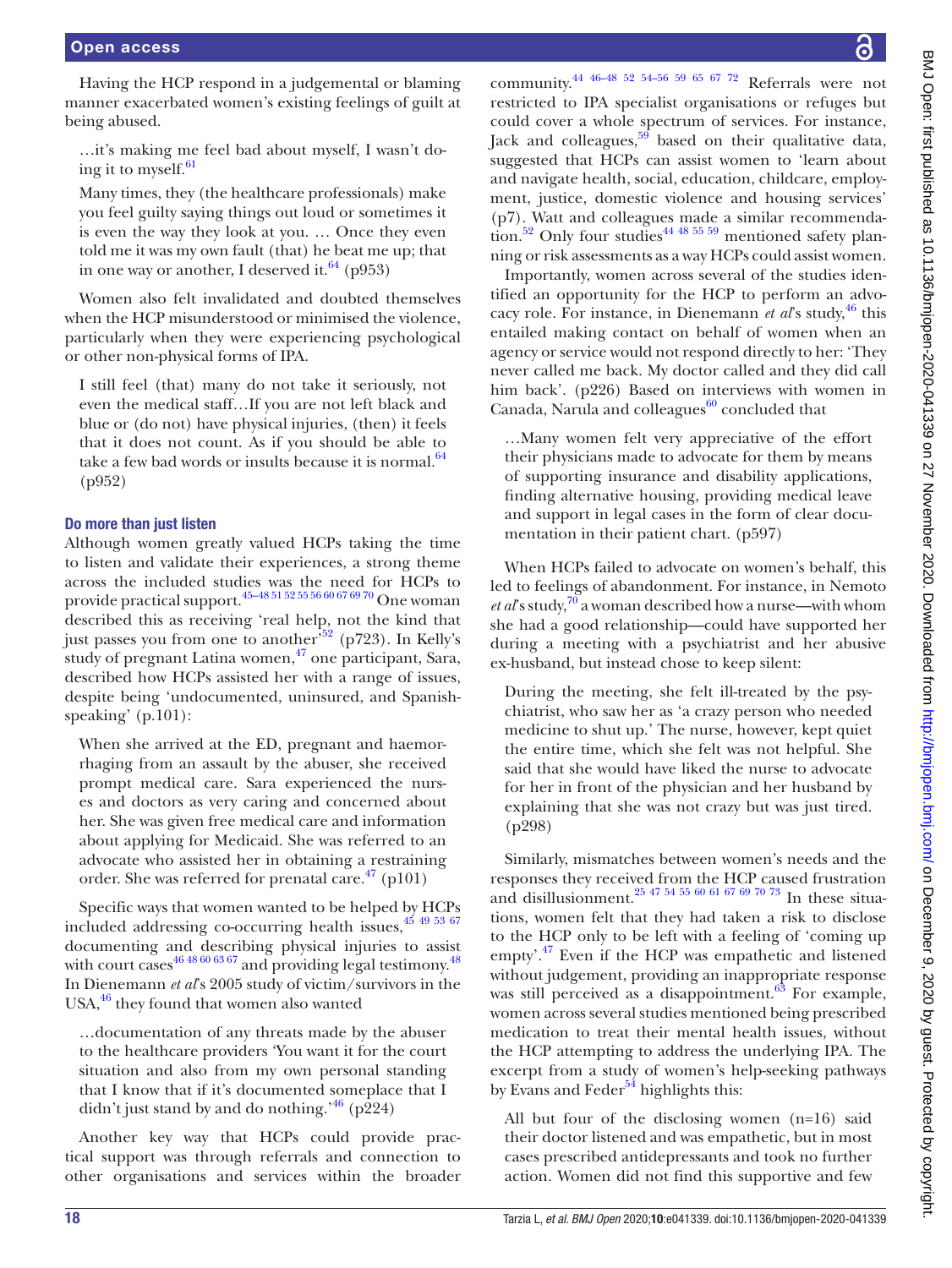Having the HCP respond in a judgemental or blaming manner exacerbated women's existing feelings of guilt at being abused.

> …it's making me feel bad about myself, I wasn't doing it to myself.[61]

> Many times, they (the healthcare professionals) make you feel guilty saying things out loud or sometimes it is even the way they look at you. … Once they even told me it was my own fault (that) he beat me up; that in one way or another, I deserved it.[64] (p953)

Women also felt invalidated and doubted themselves when the HCP misunderstood or minimised the violence, particularly when they were experiencing psychological or other non-physical forms of IPA.

> I still feel (that) many do not take it seriously, not even the medical staff…If you are not left black and blue or (do not) have physical injuries, (then) it feels that it does not count. As if you should be able to take a few bad words or insults because it is normal.[64] (p952)

### Do more than just listen

Although women greatly valued HCPs taking the time to listen and validate their experiences, a strong theme across the included studies was the need for HCPs to provide practical support.[45–48 51 52 55 56 60 67 69 70] One woman described this as receiving 'real help, not the kind that just passes you from one to another'[52] (p723). In Kelly's study of pregnant Latina women,[47] one participant, Sara, described how HCPs assisted her with a range of issues, despite being 'undocumented, uninsured, and Spanish-speaking' (p.101):

> When she arrived at the ED, pregnant and haemorrhaging from an assault by the abuser, she received prompt medical care. Sara experienced the nurses and doctors as very caring and concerned about her. She was given free medical care and information about applying for Medicaid. She was referred to an advocate who assisted her in obtaining a restraining order. She was referred for prenatal care.[47] (p101)

Specific ways that women wanted to be helped by HCPs included addressing co-occurring health issues,[45 49 53 67] documenting and describing physical injuries to assist with court cases[46 48 60 63 67] and providing legal testimony.[48] In Dienemann *et al*'s 2005 study of victim/survivors in the USA,[46] they found that women also wanted

> …documentation of any threats made by the abuser to the healthcare providers 'You want it for the court situation and also from my own personal standing that I know that if it's documented someplace that I didn't just stand by and do nothing.'[46] (p224)

Another key way that HCPs could provide practical support was through referrals and connection to other organisations and services within the broader community.[44 46–48 52 54–56 59 65 67 72] Referrals were not restricted to IPA specialist organisations or refuges but could cover a whole spectrum of services. For instance, Jack and colleagues,[59] based on their qualitative data, suggested that HCPs can assist women to 'learn about and navigate health, social, education, childcare, employment, justice, domestic violence and housing services' (p7). Watt and colleagues made a similar recommendation.[52] Only four studies[44 48 55 59] mentioned safety planning or risk assessments as a way HCPs could assist women.

Importantly, women across several of the studies identified an opportunity for the HCP to perform an advocacy role. For instance, in Dienemann *et al*'s study,[46] this entailed making contact on behalf of women when an agency or service would not respond directly to her: 'They never called me back. My doctor called and they did call him back'. (p226) Based on interviews with women in Canada, Narula and colleagues[60] concluded that

> …Many women felt very appreciative of the effort their physicians made to advocate for them by means of supporting insurance and disability applications, finding alternative housing, providing medical leave and support in legal cases in the form of clear documentation in their patient chart. (p597)

When HCPs failed to advocate on women's behalf, this led to feelings of abandonment. For instance, in Nemoto *et al*'s study,[70] a woman described how a nurse—with whom she had a good relationship—could have supported her during a meeting with a psychiatrist and her abusive ex-husband, but instead chose to keep silent:

> During the meeting, she felt ill-treated by the psychiatrist, who saw her as 'a crazy person who needed medicine to shut up.' The nurse, however, kept quiet the entire time, which she felt was not helpful. She said that she would have liked the nurse to advocate for her in front of the physician and her husband by explaining that she was not crazy but was just tired. (p298)

Similarly, mismatches between women's needs and the responses they received from the HCP caused frustration and disillusionment.[25 47 54 55 60 61 67 69 70 73] In these situations, women felt that they had taken a risk to disclose to the HCP only to be left with a feeling of 'coming up empty'.[47] Even if the HCP was empathetic and listened without judgement, providing an inappropriate response was still perceived as a disappointment.[63] For example, women across several studies mentioned being prescribed medication to treat their mental health issues, without the HCP attempting to address the underlying IPA. The excerpt from a study of women's help-seeking pathways by Evans and Feder[54] highlights this:

> All but four of the disclosing women (n=16) said their doctor listened and was empathetic, but in most cases prescribed antidepressants and took no further action. Women did not find this supportive and few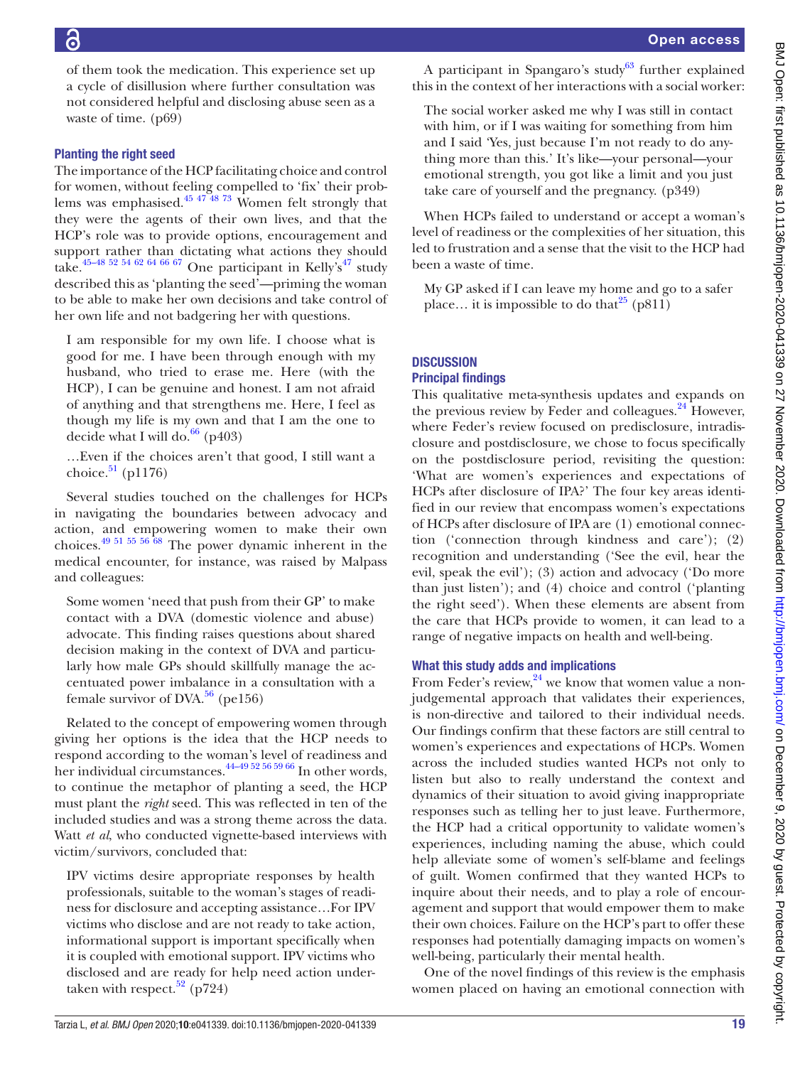of them took the medication. This experience set up a cycle of disillusion where further consultation was not considered helpful and disclosing abuse seen as a waste of time. (p69)

### Planting the right seed

The importance of the HCP facilitating choice and control for women, without feeling compelled to 'fix' their problems was emphasised.[45 47 48 73] Women felt strongly that they were the agents of their own lives, and that the HCP's role was to provide options, encouragement and support rather than dictating what actions they should take.[45–48 52 54 62 64 66 67] One participant in Kelly's[47] study described this as 'planting the seed'—priming the woman to be able to make her own decisions and take control of her own life and not badgering her with questions.

> I am responsible for my own life. I choose what is good for me. I have been through enough with my husband, who tried to erase me. Here (with the HCP), I can be genuine and honest. I am not afraid of anything and that strengthens me. Here, I feel as though my life is my own and that I am the one to decide what I will do.[66] (p403)

> …Even if the choices aren't that good, I still want a choice.[51] (p1176)

Several studies touched on the challenges for HCPs in navigating the boundaries between advocacy and action, and empowering women to make their own choices.[49 51 55 56 68] The power dynamic inherent in the medical encounter, for instance, was raised by Malpass and colleagues:

> Some women 'need that push from their GP' to make contact with a DVA (domestic violence and abuse) advocate. This finding raises questions about shared decision making in the context of DVA and particularly how male GPs should skillfully manage the accentuated power imbalance in a consultation with a female survivor of DVA.[56] (pe156)

Related to the concept of empowering women through giving her options is the idea that the HCP needs to respond according to the woman's level of readiness and her individual circumstances.[44–49 52 56 59 66] In other words, to continue the metaphor of planting a seed, the HCP must plant the *right* seed. This was reflected in ten of the included studies and was a strong theme across the data. Watt *et al*, who conducted vignette-based interviews with victim/survivors, concluded that:

> IPV victims desire appropriate responses by health professionals, suitable to the woman's stages of readiness for disclosure and accepting assistance…For IPV victims who disclose and are not ready to take action, informational support is important specifically when it is coupled with emotional support. IPV victims who disclosed and are ready for help need action undertaken with respect.[52] (p724)

A participant in Spangaro's study[63] further explained this in the context of her interactions with a social worker:

> The social worker asked me why I was still in contact with him, or if I was waiting for something from him and I said 'Yes, just because I'm not ready to do anything more than this.' It's like—your personal—your emotional strength, you got like a limit and you just take care of yourself and the pregnancy. (p349)

When HCPs failed to understand or accept a woman's level of readiness or the complexities of her situation, this led to frustration and a sense that the visit to the HCP had been a waste of time.

> My GP asked if I can leave my home and go to a safer place… it is impossible to do that[25] (p811)

## DISCUSSION

### Principal findings

This qualitative meta-synthesis updates and expands on the previous review by Feder and colleagues.[24] However, where Feder's review focused on predisclosure, intradisclosure and postdisclosure, we chose to focus specifically on the postdisclosure period, revisiting the question: 'What are women's experiences and expectations of HCPs after disclosure of IPA?' The four key areas identified in our review that encompass women's expectations of HCPs after disclosure of IPA are (1) emotional connection ('connection through kindness and care'); (2) recognition and understanding ('See the evil, hear the evil, speak the evil'); (3) action and advocacy ('Do more than just listen'); and (4) choice and control ('planting the right seed'). When these elements are absent from the care that HCPs provide to women, it can lead to a range of negative impacts on health and well-being.

### What this study adds and implications

From Feder's review,[24] we know that women value a non-judgemental approach that validates their experiences, is non-directive and tailored to their individual needs. Our findings confirm that these factors are still central to women's experiences and expectations of HCPs. Women across the included studies wanted HCPs not only to listen but also to really understand the context and dynamics of their situation to avoid giving inappropriate responses such as telling her to just leave. Furthermore, the HCP had a critical opportunity to validate women's experiences, including naming the abuse, which could help alleviate some of women's self-blame and feelings of guilt. Women confirmed that they wanted HCPs to inquire about their needs, and to play a role of encouragement and support that would empower them to make their own choices. Failure on the HCP's part to offer these responses had potentially damaging impacts on women's well-being, particularly their mental health.

One of the novel findings of this review is the emphasis women placed on having an emotional connection with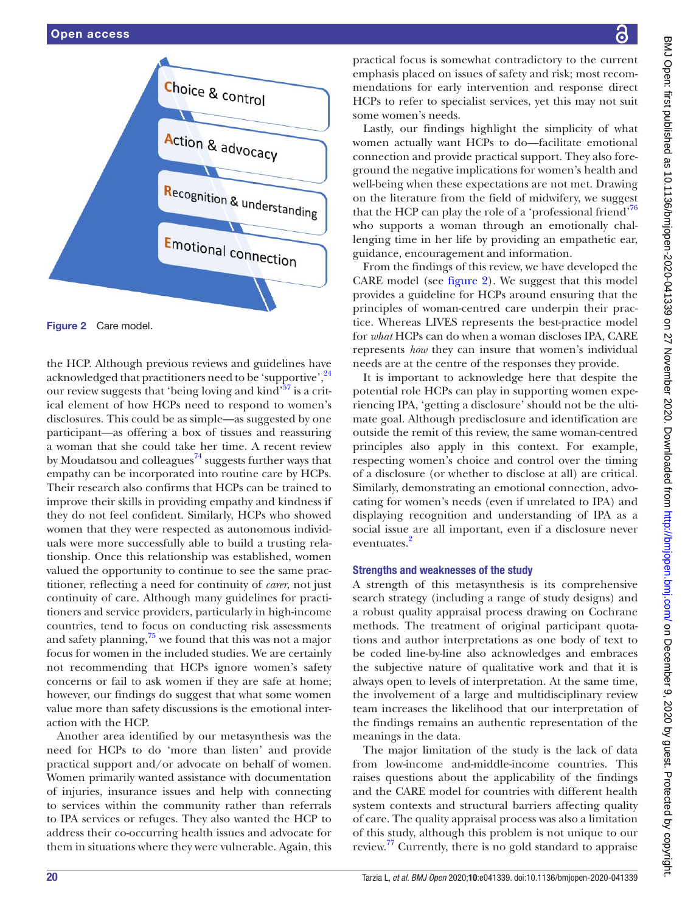Choice & control

Action & advocacy

Recognition & understanding

Emotional connection

**Figure 2** Care model.

the HCP. Although previous reviews and guidelines have acknowledged that practitioners need to be 'supportive',[24] our review suggests that 'being loving and kind'[57] is a critical element of how HCPs need to respond to women's disclosures. This could be as simple—as suggested by one participant—as offering a box of tissues and reassuring a woman that she could take her time. A recent review by Moudatsou and colleagues[74] suggests further ways that empathy can be incorporated into routine care by HCPs. Their research also confirms that HCPs can be trained to improve their skills in providing empathy and kindness if they do not feel confident. Similarly, HCPs who showed women that they were respected as autonomous individuals were more successfully able to build a trusting relationship. Once this relationship was established, women valued the opportunity to continue to see the same practitioner, reflecting a need for continuity of *carer*, not just continuity of care. Although many guidelines for practitioners and service providers, particularly in high-income countries, tend to focus on conducting risk assessments and safety planning,[75] we found that this was not a major focus for women in the included studies. We are certainly not recommending that HCPs ignore women's safety concerns or fail to ask women if they are safe at home; however, our findings do suggest that what some women value more than safety discussions is the emotional interaction with the HCP.

Another area identified by our metasynthesis was the need for HCPs to do 'more than listen' and provide practical support and/or advocate on behalf of women. Women primarily wanted assistance with documentation of injuries, insurance issues and help with connecting to services within the community rather than referrals to IPA services or refuges. They also wanted the HCP to address their co-occurring health issues and advocate for them in situations where they were vulnerable. Again, this practical focus is somewhat contradictory to the current emphasis placed on issues of safety and risk; most recommendations for early intervention and response direct HCPs to refer to specialist services, yet this may not suit some women's needs.

Lastly, our findings highlight the simplicity of what women actually want HCPs to do—facilitate emotional connection and provide practical support. They also foreground the negative implications for women's health and well-being when these expectations are not met. Drawing on the literature from the field of midwifery, we suggest that the HCP can play the role of a 'professional friend'[76] who supports a woman through an emotionally challenging time in her life by providing an empathetic ear, guidance, encouragement and information.

From the findings of this review, we have developed the CARE model (see figure 2). We suggest that this model provides a guideline for HCPs around ensuring that the principles of woman-centred care underpin their practice. Whereas LIVES represents the best-practice model for *what* HCPs can do when a woman discloses IPA, CARE represents *how* they can insure that women's individual needs are at the centre of the responses they provide.

It is important to acknowledge here that despite the potential role HCPs can play in supporting women experiencing IPA, 'getting a disclosure' should not be the ultimate goal. Although predisclosure and identification are outside the remit of this review, the same woman-centred principles also apply in this context. For example, respecting women's choice and control over the timing of a disclosure (or whether to disclose at all) are critical. Similarly, demonstrating an emotional connection, advocating for women's needs (even if unrelated to IPA) and displaying recognition and understanding of IPA as a social issue are all important, even if a disclosure never eventuates.[2]

## Strengths and weaknesses of the study

A strength of this metasynthesis is its comprehensive search strategy (including a range of study designs) and a robust quality appraisal process drawing on Cochrane methods. The treatment of original participant quotations and author interpretations as one body of text to be coded line-by-line also acknowledges and embraces the subjective nature of qualitative work and that it is always open to levels of interpretation. At the same time, the involvement of a large and multidisciplinary review team increases the likelihood that our interpretation of the findings remains an authentic representation of the meanings in the data.

The major limitation of the study is the lack of data from low-income and-middle-income countries. This raises questions about the applicability of the findings and the CARE model for countries with different health system contexts and structural barriers affecting quality of care. The quality appraisal process was also a limitation of this study, although this problem is not unique to our review.[77] Currently, there is no gold standard to appraise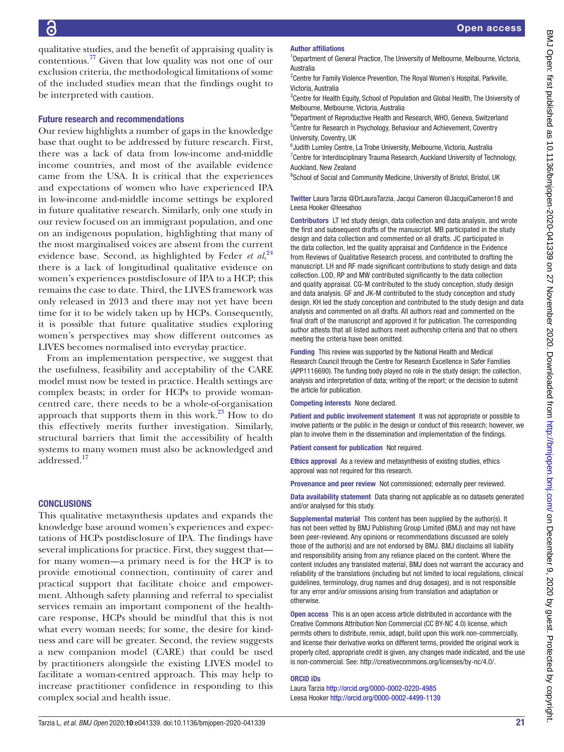qualitative studies, and the benefit of appraising quality is contentious.[77] Given that low quality was not one of our exclusion criteria, the methodological limitations of some of the included studies mean that the findings ought to be interpreted with caution.

### Future research and recommendations

Our review highlights a number of gaps in the knowledge base that ought to be addressed by future research. First, there was a lack of data from low-income and-middle income countries, and most of the available evidence came from the USA. It is critical that the experiences and expectations of women who have experienced IPA in low-income and-middle income settings be explored in future qualitative research. Similarly, only one study in our review focused on an immigrant population, and one on an indigenous population, highlighting that many of the most marginalised voices are absent from the current evidence base. Second, as highlighted by Feder *et al*,[24] there is a lack of longitudinal qualitative evidence on women's experiences postdisclosure of IPA to a HCP; this remains the case to date. Third, the LIVES framework was only released in 2013 and there may not yet have been time for it to be widely taken up by HCPs. Consequently, it is possible that future qualitative studies exploring women's perspectives may show different outcomes as LIVES becomes normalised into everyday practice.

From an implementation perspective, we suggest that the usefulness, feasibility and acceptability of the CARE model must now be tested in practice. Health settings are complex beasts; in order for HCPs to provide woman-centred care, there needs to be a whole-of-organisation approach that supports them in this work.[23] How to do this effectively merits further investigation. Similarly, structural barriers that limit the accessibility of health systems to many women must also be acknowledged and addressed.[17]

## CONCLUSIONS

This qualitative metasynthesis updates and expands the knowledge base around women's experiences and expectations of HCPs postdisclosure of IPA. The findings have several implications for practice. First, they suggest that—for many women—a primary need is for the HCP is to provide emotional connection, continuity of carer and practical support that facilitate choice and empowerment. Although safety planning and referral to specialist services remain an important component of the healthcare response, HCPs should be mindful that this is not what every woman needs; for some, the desire for kindness and care will be greater. Second, the review suggests a new companion model (CARE) that could be used by practitioners alongside the existing LIVES model to facilitate a woman-centred approach. This may help to increase practitioner confidence in responding to this complex social and health issue.

**Author affiliations**

[1]Department of General Practice, The University of Melbourne, Melbourne, Victoria, Australia
[2]Centre for Family Violence Prevention, The Royal Women's Hospital, Parkville, Victoria, Australia
[3]Centre for Health Equity, School of Population and Global Health, The University of Melbourne, Melbourne, Victoria, Australia
[4]Department of Reproductive Health and Research, WHO, Geneva, Switzerland
[5]Centre for Research in Psychology, Behaviour and Achievement, Coventry University, Coventry, UK
[6]Judith Lumley Centre, La Trobe University, Melbourne, Victoria, Australia
[7]Centre for Interdisciplinary Trauma Research, Auckland University of Technology, Auckland, New Zealand
[8]School of Social and Community Medicine, University of Bristol, Bristol, UK

**Twitter** Laura Tarzia @DrLauraTarzia, Jacqui Cameron @JacquiCameron18 and Leesa Hooker @leesahoo

**Contributors** LT led study design, data collection and data analysis, and wrote the first and subsequent drafts of the manuscript. MB participated in the study design and data collection and commented on all drafts. JC participated in the data collection, led the quality appraisal and Confidence in the Evidence from Reviews of Qualitative Research process, and contributed to drafting the manuscript. LH and RF made significant contributions to study design and data collection. LOD, RP and MW contributed significantly to the data collection and quality appraisal. CG-M contributed to the study conception, study design and data analysis. GF and JK-M contributed to the study conception and study design. KH led the study conception and contributed to the study design and data analysis and commented on all drafts. All authors read and commented on the final draft of the manuscript and approved it for publication. The corresponding author attests that all listed authors meet authorship criteria and that no others meeting the criteria have been omitted.

**Funding** This review was supported by the National Health and Medical Research Council through the Centre for Research Excellence in Safer Families (APP1116690). The funding body played no role in the study design; the collection, analysis and interpretation of data; writing of the report; or the decision to submit the article for publication.

**Competing interests** None declared.

**Patient and public involvement statement** It was not appropriate or possible to involve patients or the public in the design or conduct of this research; however, we plan to involve them in the dissemination and implementation of the findings.

**Patient consent for publication** Not required.

**Ethics approval** As a review and metasynthesis of existing studies, ethics approval was not required for this research.

**Provenance and peer review** Not commissioned; externally peer reviewed.

**Data availability statement** Data sharing not applicable as no datasets generated and/or analysed for this study.

**Supplemental material** This content has been supplied by the author(s). It has not been vetted by BMJ Publishing Group Limited (BMJ) and may not have been peer-reviewed. Any opinions or recommendations discussed are solely those of the author(s) and are not endorsed by BMJ. BMJ disclaims all liability and responsibility arising from any reliance placed on the content. Where the content includes any translated material, BMJ does not warrant the accuracy and reliability of the translations (including but not limited to local regulations, clinical guidelines, terminology, drug names and drug dosages), and is not responsible for any error and/or omissions arising from translation and adaptation or otherwise.

**Open access** This is an open access article distributed in accordance with the Creative Commons Attribution Non Commercial (CC BY-NC 4.0) license, which permits others to distribute, remix, adapt, build upon this work non-commercially, and license their derivative works on different terms, provided the original work is properly cited, appropriate credit is given, any changes made indicated, and the use is non-commercial. See: http://creativecommons.org/licenses/by-nc/4.0/.

**ORCID iDs**

Laura Tarzia http://orcid.org/0000-0002-0220-4985
Leesa Hooker http://orcid.org/0000-0002-4499-1139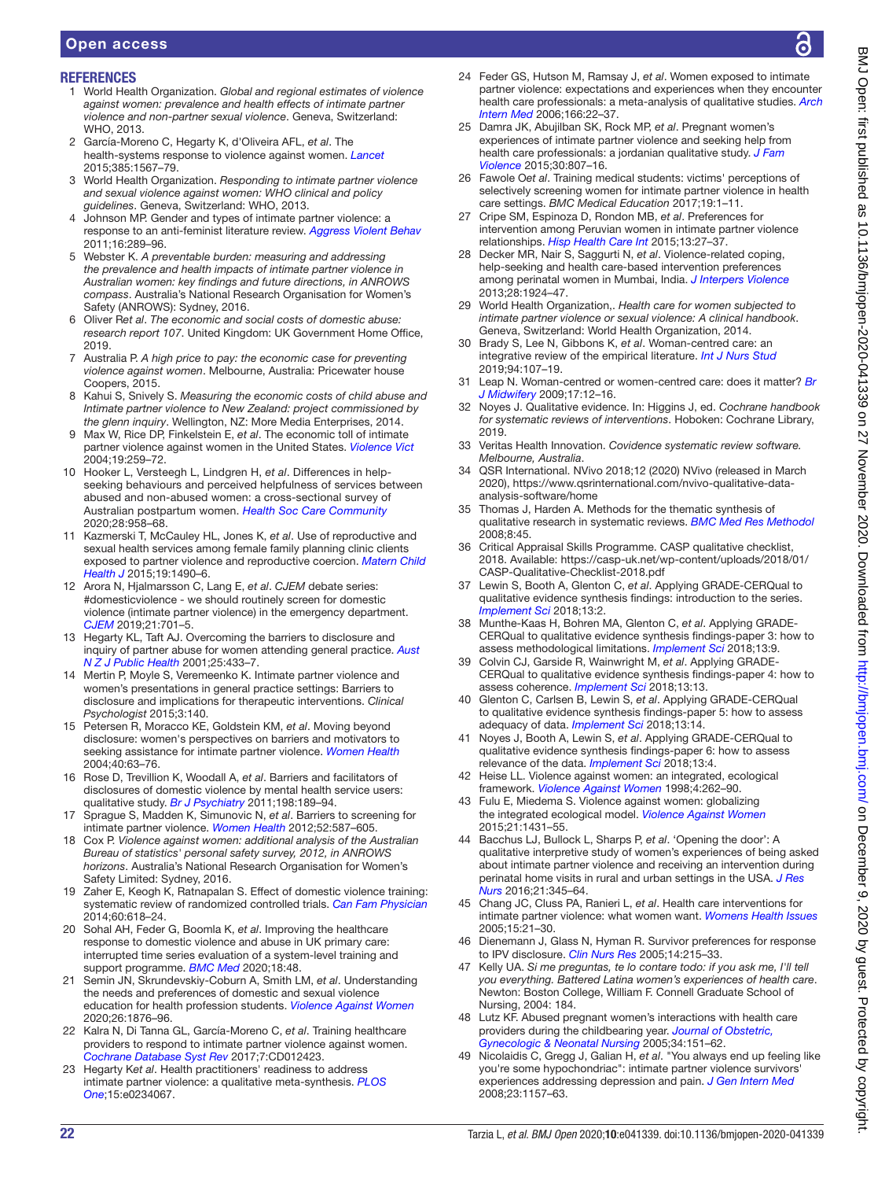## REFERENCES

1. World Health Organization. *Global and regional estimates of violence against women: prevalence and health effects of intimate partner violence and non-partner sexual violence*. Geneva, Switzerland: WHO, 2013.
2. García-Moreno C, Hegarty K, d'Oliveira AFL, *et al*. The health-systems response to violence against women. *Lancet* 2015;385:1567–79.
3. World Health Organization. *Responding to intimate partner violence and sexual violence against women: WHO clinical and policy guidelines*. Geneva, Switzerland: WHO, 2013.
4. Johnson MP. Gender and types of intimate partner violence: a response to an anti-feminist literature review. *Aggress Violent Behav* 2011;16:289–96.
5. Webster K. *A preventable burden: measuring and addressing the prevalence and health impacts of intimate partner violence in Australian women: key findings and future directions, in ANROWS compass*. Australia's National Research Organisation for Women's Safety (ANROWS): Sydney, 2016.
6. Oliver R*et al*. *The economic and social costs of domestic abuse: research report 107*. United Kingdom: UK Government Home Office, 2019.
7. Australia P. *A high price to pay: the economic case for preventing violence against women*. Melbourne, Australia: Pricewater house Coopers, 2015.
8. Kahui S, Snively S. *Measuring the economic costs of child abuse and Intimate partner violence to New Zealand: project commissioned by the glenn inquiry*. Wellington, NZ: More Media Enterprises, 2014.
9. Max W, Rice DP, Finkelstein E, *et al*. The economic toll of intimate partner violence against women in the United States. *Violence Vict* 2004;19:259–72.
10. Hooker L, Versteegh L, Lindgren H, *et al*. Differences in help-seeking behaviours and perceived helpfulness of services between abused and non-abused women: a cross-sectional survey of Australian postpartum women. *Health Soc Care Community* 2020;28:958–68.
11. Kazmerski T, McCauley HL, Jones K, *et al*. Use of reproductive and sexual health services among female family planning clinic clients exposed to partner violence and reproductive coercion. *Matern Child Health J* 2015;19:1490–6.
12. Arora N, Hjalmarsson C, Lang E, *et al*. *CJEM* debate series: #domesticviolence - we should routinely screen for domestic violence (intimate partner violence) in the emergency department. *CJEM* 2019;21:701–5.
13. Hegarty KL, Taft AJ. Overcoming the barriers to disclosure and inquiry of partner abuse for women attending general practice. *Aust N Z J Public Health* 2001;25:433–7.
14. Mertin P, Moyle S, Veremeenko K. Intimate partner violence and women's presentations in general practice settings: Barriers to disclosure and implications for therapeutic interventions. *Clinical Psychologist* 2015;3:140.
15. Petersen R, Moracco KE, Goldstein KM, *et al*. Moving beyond disclosure: women's perspectives on barriers and motivators to seeking assistance for intimate partner violence. *Women Health* 2004;40:63–76.
16. Rose D, Trevillion K, Woodall A, *et al*. Barriers and facilitators of disclosures of domestic violence by mental health service users: qualitative study. *Br J Psychiatry* 2011;198:189–94.
17. Sprague S, Madden K, Simunovic N, *et al*. Barriers to screening for intimate partner violence. *Women Health* 2012;52:587–605.
18. Cox P. *Violence against women: additional analysis of the Australian Bureau of statistics' personal safety survey, 2012, in ANROWS horizons*. Australia's National Research Organisation for Women's Safety Limited: Sydney, 2016.
19. Zaher E, Keogh K, Ratnapalan S. Effect of domestic violence training: systematic review of randomized controlled trials. *Can Fam Physician* 2014;60:618–24.
20. Sohal AH, Feder G, Boomla K, *et al*. Improving the healthcare response to domestic violence and abuse in UK primary care: interrupted time series evaluation of a system-level training and support programme. *BMC Med* 2020;18:48.
21. Semin JN, Skrundevskiy-Coburn A, Smith LM, *et al*. Understanding the needs and preferences of domestic and sexual violence education for health profession students. *Violence Against Women* 2020;26:1876–96.
22. Kalra N, Di Tanna GL, García-Moreno C, *et al*. Training healthcare providers to respond to intimate partner violence against women. *Cochrane Database Syst Rev* 2017;7:CD012423.
23. Hegarty K*et al*. Health practitioners' readiness to address intimate partner violence: a qualitative meta-synthesis. *PLOS One*;15:e0234067.
24. Feder GS, Hutson M, Ramsay J, *et al*. Women exposed to intimate partner violence: expectations and experiences when they encounter health care professionals: a meta-analysis of qualitative studies. *Arch Intern Med* 2006;166:22–37.
25. Damra JK, Abujilban SK, Rock MP, *et al*. Pregnant women's experiences of intimate partner violence and seeking help from health care professionals: a jordanian qualitative study. *J Fam Violence* 2015;30:807–16.
26. Fawole O*et al*. Training medical students: victims' perceptions of selectively screening women for intimate partner violence in health care settings. *BMC Medical Education* 2017;19:1–11.
27. Cripe SM, Espinoza D, Rondon MB, *et al*. Preferences for intervention among Peruvian women in intimate partner violence relationships. *Hisp Health Care Int* 2015;13:27–37.
28. Decker MR, Nair S, Saggurti N, *et al*. Violence-related coping, help-seeking and health care-based intervention preferences among perinatal women in Mumbai, India. *J Interpers Violence* 2013;28:1924–47.
29. World Health Organization,. *Health care for women subjected to intimate partner violence or sexual violence: A clinical handbook*. Geneva, Switzerland: World Health Organization, 2014.
30. Brady S, Lee N, Gibbons K, *et al*. Woman-centred care: an integrative review of the empirical literature. *Int J Nurs Stud* 2019;94:107–19.
31. Leap N. Woman-centred or women-centred care: does it matter? *Br J Midwifery* 2009;17:12–16.
32. Noyes J. Qualitative evidence. In: Higgins J, ed. *Cochrane handbook for systematic reviews of interventions*. Hoboken: Cochrane Library, 2019.
33. Veritas Health Innovation. *Covidence systematic review software. Melbourne, Australia*.
34. QSR International. NVivo 2018;12 (2020) NVivo (released in March 2020), https://www.qsrinternational.com/nvivo-qualitative-data-analysis-software/home
35. Thomas J, Harden A. Methods for the thematic synthesis of qualitative research in systematic reviews. *BMC Med Res Methodol* 2008;8:45.
36. Critical Appraisal Skills Programme. CASP qualitative checklist, 2018. Available: https://casp-uk.net/wp-content/uploads/2018/01/CASP-Qualitative-Checklist-2018.pdf
37. Lewin S, Booth A, Glenton C, *et al*. Applying GRADE-CERQual to qualitative evidence synthesis findings: introduction to the series. *Implement Sci* 2018;13:2.
38. Munthe-Kaas H, Bohren MA, Glenton C, *et al*. Applying GRADE-CERQual to qualitative evidence synthesis findings-paper 3: how to assess methodological limitations. *Implement Sci* 2018;13:9.
39. Colvin CJ, Garside R, Wainwright M, *et al*. Applying GRADE-CERQual to qualitative evidence synthesis findings-paper 4: how to assess coherence. *Implement Sci* 2018;13:13.
40. Glenton C, Carlsen B, Lewin S, *et al*. Applying GRADE-CERQual to qualitative evidence synthesis findings-paper 5: how to assess adequacy of data. *Implement Sci* 2018;13:14.
41. Noyes J, Booth A, Lewin S, *et al*. Applying GRADE-CERQual to qualitative evidence synthesis findings-paper 6: how to assess relevance of the data. *Implement Sci* 2018;13:4.
42. Heise LL. Violence against women: an integrated, ecological framework. *Violence Against Women* 1998;4:262–90.
43. Fulu E, Miedema S. Violence against women: globalizing the integrated ecological model. *Violence Against Women* 2015;21:1431–55.
44. Bacchus LJ, Bullock L, Sharps P, *et al*. 'Opening the door': A qualitative interpretive study of women's experiences of being asked about intimate partner violence and receiving an intervention during perinatal home visits in rural and urban settings in the USA. *J Res Nurs* 2016;21:345–64.
45. Chang JC, Cluss PA, Ranieri L, *et al*. Health care interventions for intimate partner violence: what women want. *Womens Health Issues* 2005;15:21–30.
46. Dienemann J, Glass N, Hyman R. Survivor preferences for response to IPV disclosure. *Clin Nurs Res* 2005;14:215–33.
47. Kelly UA. *Si me preguntas, te lo contare todo: if you ask me, I'll tell you everything. Battered Latina women's experiences of health care*. Newton: Boston College, William F. Connell Graduate School of Nursing, 2004: 184.
48. Lutz KF. Abused pregnant women's interactions with health care providers during the childbearing year. *Journal of Obstetric, Gynecologic & Neonatal Nursing* 2005;34:151–62.
49. Nicolaidis C, Gregg J, Galian H, *et al*. "You always end up feeling like you're some hypochondriac": intimate partner violence survivors' experiences addressing depression and pain. *J Gen Intern Med* 2008;23:1157–63.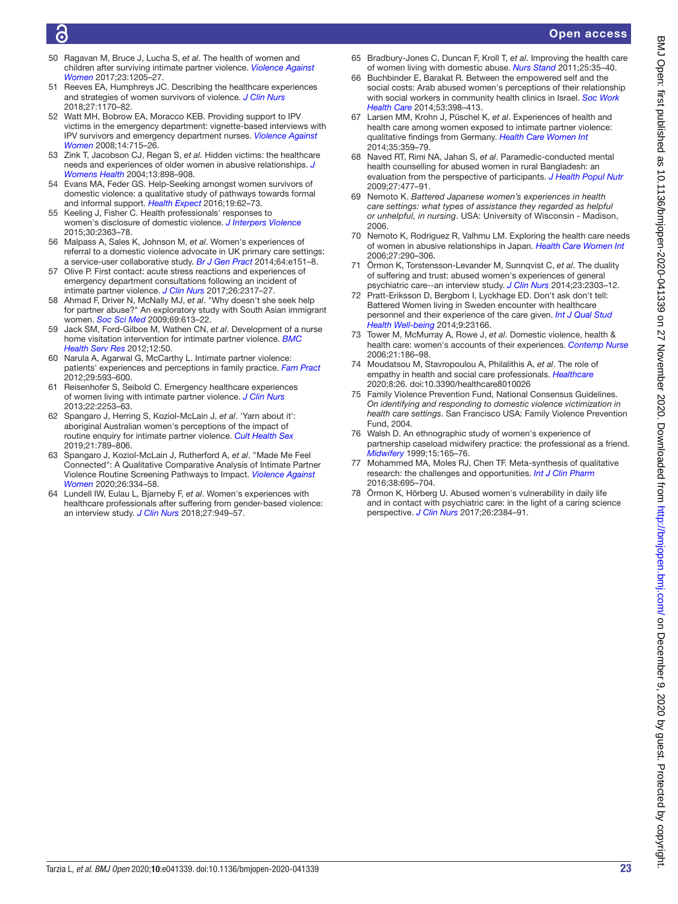50 Ragavan M, Bruce J, Lucha S, *et al*. The health of women and children after surviving intimate partner violence. *Violence Against Women* 2017;23:1205–27.
51 Reeves EA, Humphreys JC. Describing the healthcare experiences and strategies of women survivors of violence. *J Clin Nurs* 2018;27:1170–82.
52 Watt MH, Bobrow EA, Moracco KEB. Providing support to IPV victims in the emergency department: vignette-based interviews with IPV survivors and emergency department nurses. *Violence Against Women* 2008;14:715–26.
53 Zink T, Jacobson CJ, Regan S, *et al*. Hidden victims: the healthcare needs and experiences of older women in abusive relationships. *J Womens Health* 2004;13:898–908.
54 Evans MA, Feder GS. Help-Seeking amongst women survivors of domestic violence: a qualitative study of pathways towards formal and informal support. *Health Expect* 2016;19:62–73.
55 Keeling J, Fisher C. Health professionals' responses to women's disclosure of domestic violence. *J Interpers Violence* 2015;30:2363–78.
56 Malpass A, Sales K, Johnson M, *et al*. Women's experiences of referral to a domestic violence advocate in UK primary care settings: a service-user collaborative study. *Br J Gen Pract* 2014;64:e151–8.
57 Olive P. First contact: acute stress reactions and experiences of emergency department consultations following an incident of intimate partner violence. *J Clin Nurs* 2017;26:2317–27.
58 Ahmad F, Driver N, McNally MJ, *et al*. "Why doesn't she seek help for partner abuse?" An exploratory study with South Asian immigrant women. *Soc Sci Med* 2009;69:613–22.
59 Jack SM, Ford-Gilboe M, Wathen CN, *et al*. Development of a nurse home visitation intervention for intimate partner violence. *BMC Health Serv Res* 2012;12:50.
60 Narula A, Agarwal G, McCarthy L. Intimate partner violence: patients' experiences and perceptions in family practice. *Fam Pract* 2012;29:593–600.
61 Reisenhofer S, Seibold C. Emergency healthcare experiences of women living with intimate partner violence. *J Clin Nurs* 2013;22:2253–63.
62 Spangaro J, Herring S, Koziol-McLain J, *et al*. 'Yarn about it': aboriginal Australian women's perceptions of the impact of routine enquiry for intimate partner violence. *Cult Health Sex* 2019;21:789–806.
63 Spangaro J, Koziol-McLain J, Rutherford A, *et al*. "Made Me Feel Connected": A Qualitative Comparative Analysis of Intimate Partner Violence Routine Screening Pathways to Impact. *Violence Against Women* 2020;26:334–58.
64 Lundell IW, Eulau L, Bjarneby F, *et al*. Women's experiences with healthcare professionals after suffering from gender-based violence: an interview study. *J Clin Nurs* 2018;27:949–57.
65 Bradbury-Jones C, Duncan F, Kroll T, *et al*. Improving the health care of women living with domestic abuse. *Nurs Stand* 2011;25:35–40.
66 Buchbinder E, Barakat R. Between the empowered self and the social costs: Arab abused women's perceptions of their relationship with social workers in community health clinics in Israel. *Soc Work Health Care* 2014;53:398–413.
67 Larsen MM, Krohn J, Püschel K, *et al*. Experiences of health and health care among women exposed to intimate partner violence: qualitative findings from Germany. *Health Care Women Int* 2014;35:359–79.
68 Naved RT, Rimi NA, Jahan S, *et al*. Paramedic-conducted mental health counselling for abused women in rural Bangladesh: an evaluation from the perspective of participants. *J Health Popul Nutr* 2009;27:477–91.
69 Nemoto K. *Battered Japanese women's experiences in health care settings: what types of assistance they regarded as helpful or unhelpful, in nursing*. USA: University of Wisconsin - Madison, 2006.
70 Nemoto K, Rodriguez R, Valmhu LM. Exploring the health care needs of women in abusive relationships in Japan. *Health Care Women Int* 2006;27:290–306.
71 Örmon K, Torstensson-Levander M, Sunnqvist C, *et al*. The duality of suffering and trust: abused women's experiences of general psychiatric care--an interview study. *J Clin Nurs* 2014;23:2303–12.
72 Pratt-Eriksson D, Bergbom I, Lyckhage ED. Don't ask don't tell: Battered Women living in Sweden encounter with healthcare personnel and their experience of the care given. *Int J Qual Stud Health Well-being* 2014;9:23166.
73 Tower M, McMurray A, Rowe J, *et al*. Domestic violence, health & health care: women's accounts of their experiences. *Contemp Nurse* 2006;21:186–98.
74 Moudatsou M, Stavropoulou A, Philalithis A, *et al*. The role of empathy in health and social care professionals. *Healthcare* 2020;8:26. doi:10.3390/healthcare8010026
75 Family Violence Prevention Fund, National Consensus Guidelines. *On identifying and responding to domestic violence victimization in health care settings*. San Francisco USA: Family Violence Prevention Fund, 2004.
76 Walsh D. An ethnographic study of women's experience of partnership caseload midwifery practice: the professional as a friend. *Midwifery* 1999;15:165–76.
77 Mohammed MA, Moles RJ, Chen TF. Meta-synthesis of qualitative research: the challenges and opportunities. *Int J Clin Pharm* 2016;38:695–704.
78 Örmon K, Hörberg U. Abused women's vulnerability in daily life and in contact with psychiatric care: in the light of a caring science perspective. *J Clin Nurs* 2017;26:2384–91.